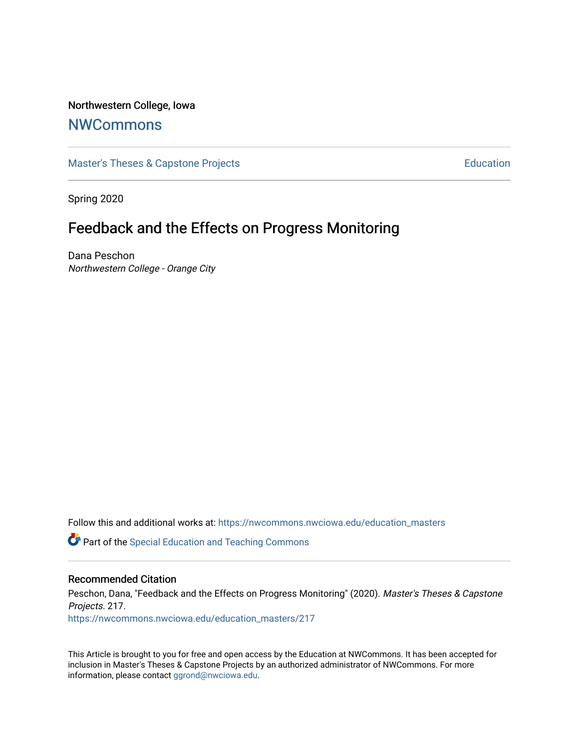Northwestern College, Iowa

## NWCommons

Master's Theses & Capstone Projects | Education

Spring 2020

# Feedback and the Effects on Progress Monitoring

Dana Peschon
*Northwestern College - Orange City*

Follow this and additional works at: https://nwcommons.nwciowa.edu/education_masters

Part of the Special Education and Teaching Commons

### Recommended Citation

Peschon, Dana, "Feedback and the Effects on Progress Monitoring" (2020). *Master's Theses & Capstone Projects*. 217.
https://nwcommons.nwciowa.edu/education_masters/217

This Article is brought to you for free and open access by the Education at NWCommons. It has been accepted for inclusion in Master's Theses & Capstone Projects by an authorized administrator of NWCommons. For more information, please contact ggrond@nwciowa.edu.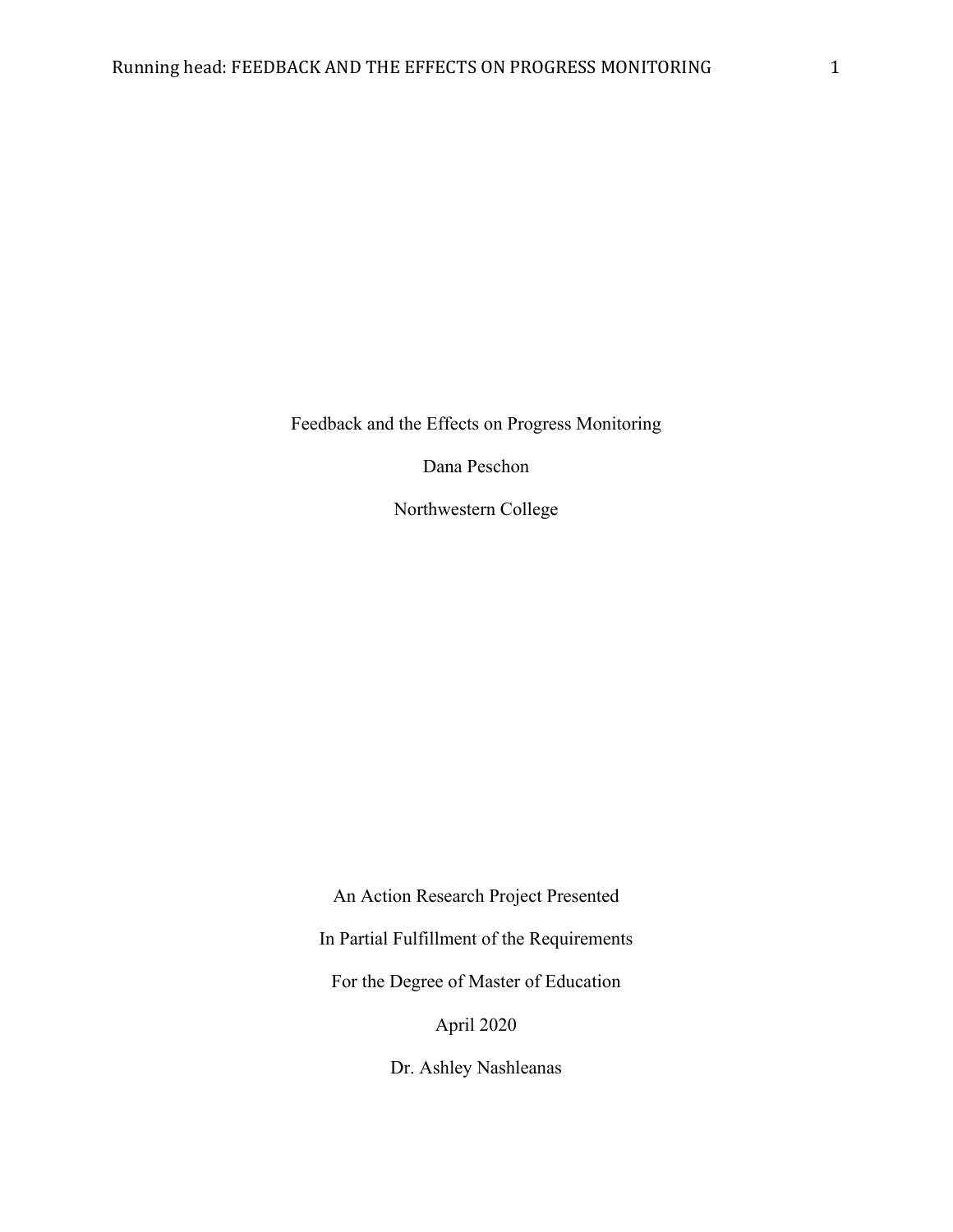Feedback and the Effects on Progress Monitoring

Dana Peschon

Northwestern College

An Action Research Project Presented

In Partial Fulfillment of the Requirements

For the Degree of Master of Education

April 2020

Dr. Ashley Nashleanas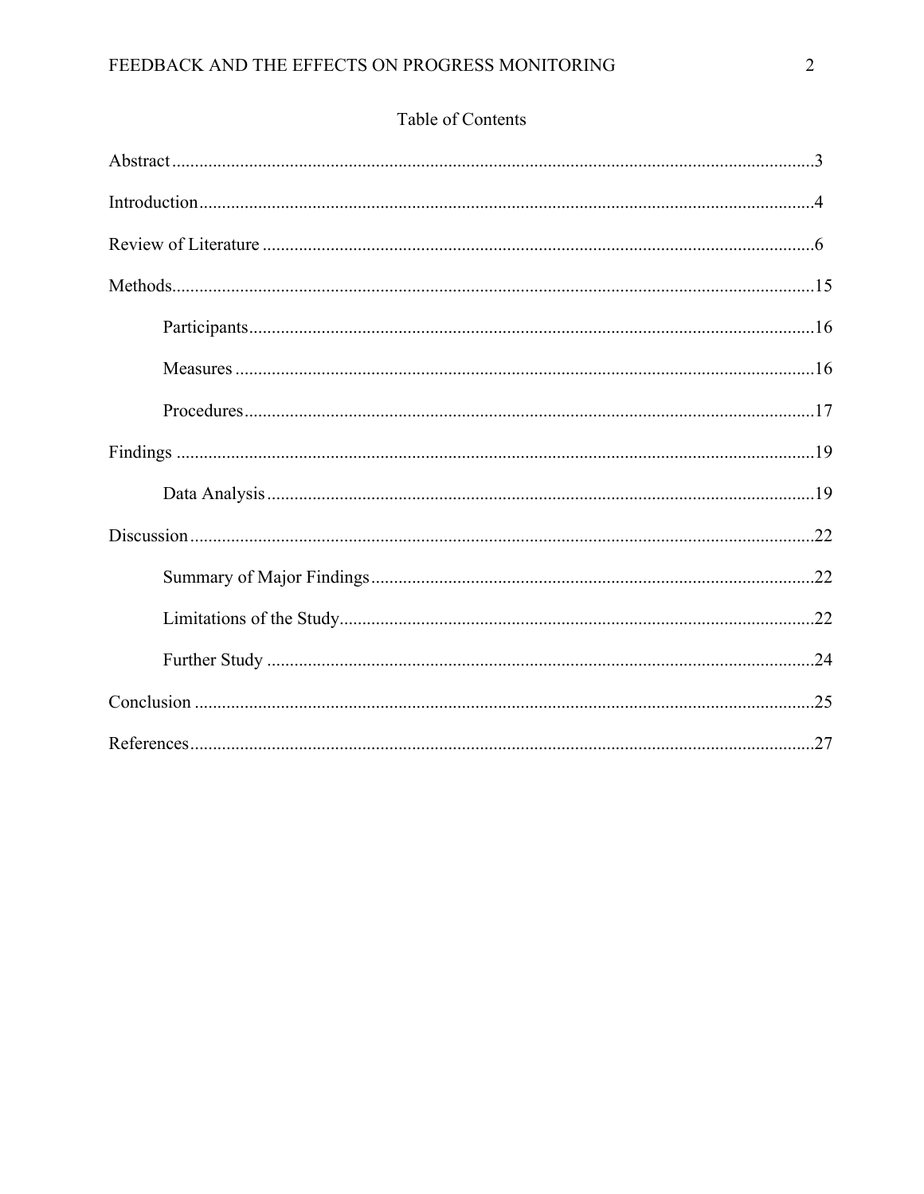## Table of Contents

Abstract ........................................................................................................................................3

Introduction ....................................................................................................................................4

Review of Literature .......................................................................................................................6

Methods.........................................................................................................................................15

- Participants ...........................................................................................................................16
- Measures ..............................................................................................................................16
- Procedures ............................................................................................................................17

Findings ........................................................................................................................................19

- Data Analysis .......................................................................................................................19

Discussion .....................................................................................................................................22

- Summary of Major Findings ................................................................................................22
- Limitations of the Study .......................................................................................................22
- Further Study .......................................................................................................................24

Conclusion ....................................................................................................................................25

References .....................................................................................................................................27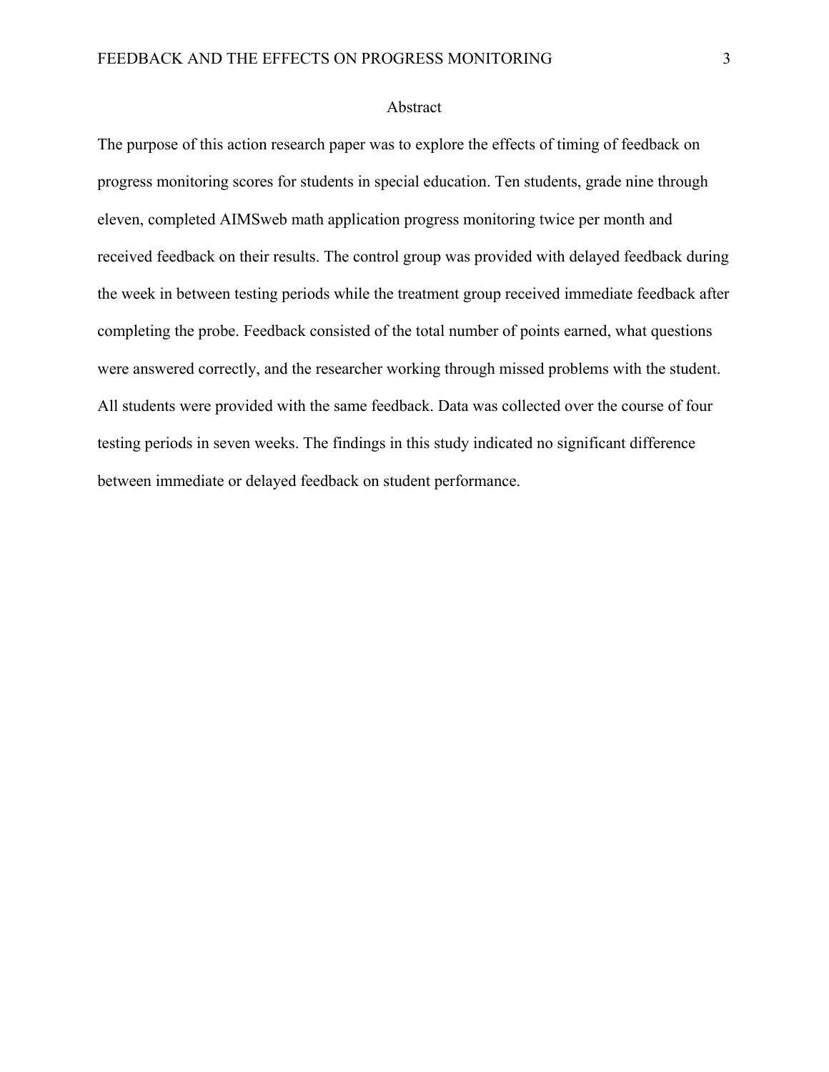# Abstract

The purpose of this action research paper was to explore the effects of timing of feedback on progress monitoring scores for students in special education. Ten students, grade nine through eleven, completed AIMSweb math application progress monitoring twice per month and received feedback on their results. The control group was provided with delayed feedback during the week in between testing periods while the treatment group received immediate feedback after completing the probe. Feedback consisted of the total number of points earned, what questions were answered correctly, and the researcher working through missed problems with the student. All students were provided with the same feedback. Data was collected over the course of four testing periods in seven weeks. The findings in this study indicated no significant difference between immediate or delayed feedback on student performance.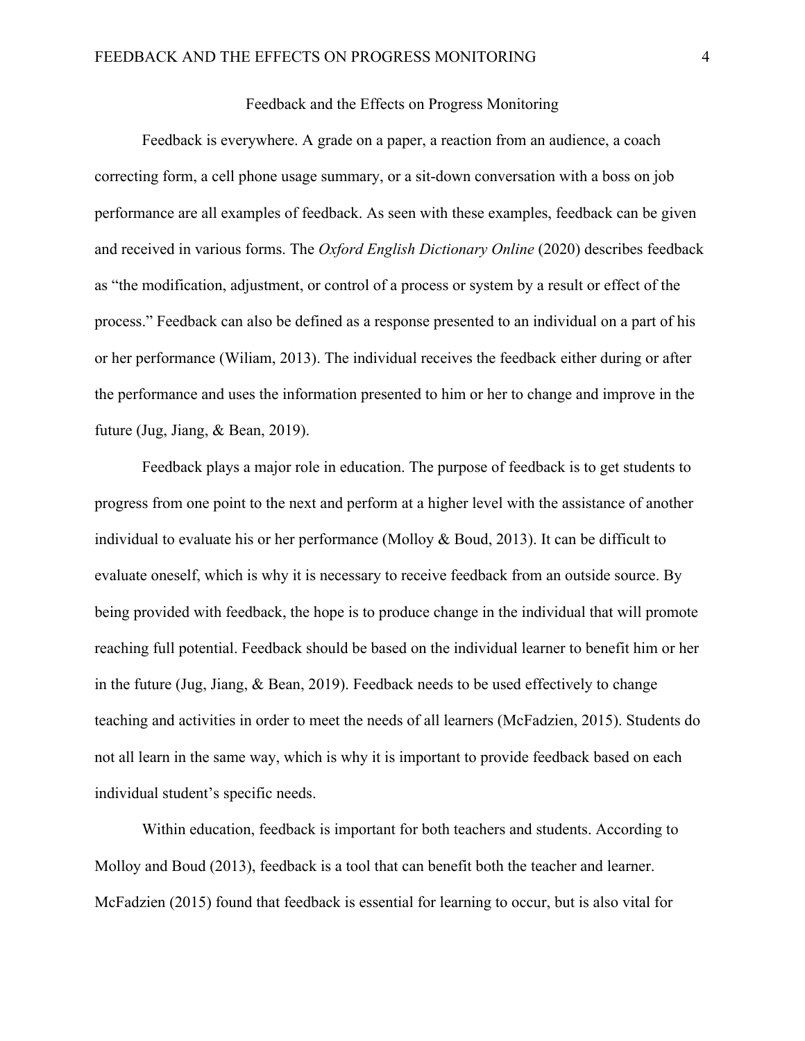# Feedback and the Effects on Progress Monitoring

Feedback is everywhere. A grade on a paper, a reaction from an audience, a coach correcting form, a cell phone usage summary, or a sit-down conversation with a boss on job performance are all examples of feedback. As seen with these examples, feedback can be given and received in various forms. The *Oxford English Dictionary Online* (2020) describes feedback as "the modification, adjustment, or control of a process or system by a result or effect of the process." Feedback can also be defined as a response presented to an individual on a part of his or her performance (Wiliam, 2013). The individual receives the feedback either during or after the performance and uses the information presented to him or her to change and improve in the future (Jug, Jiang, & Bean, 2019).

Feedback plays a major role in education. The purpose of feedback is to get students to progress from one point to the next and perform at a higher level with the assistance of another individual to evaluate his or her performance (Molloy & Boud, 2013). It can be difficult to evaluate oneself, which is why it is necessary to receive feedback from an outside source. By being provided with feedback, the hope is to produce change in the individual that will promote reaching full potential. Feedback should be based on the individual learner to benefit him or her in the future (Jug, Jiang, & Bean, 2019). Feedback needs to be used effectively to change teaching and activities in order to meet the needs of all learners (McFadzien, 2015). Students do not all learn in the same way, which is why it is important to provide feedback based on each individual student's specific needs.

Within education, feedback is important for both teachers and students. According to Molloy and Boud (2013), feedback is a tool that can benefit both the teacher and learner. McFadzien (2015) found that feedback is essential for learning to occur, but is also vital for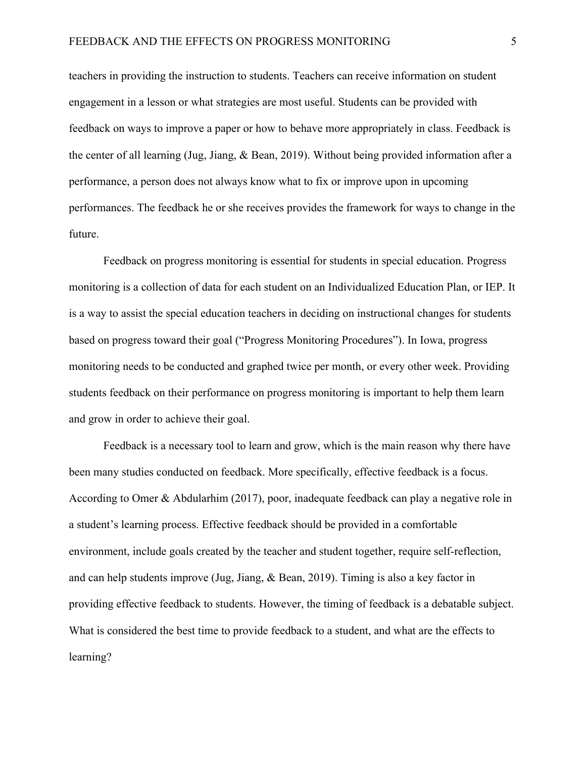teachers in providing the instruction to students. Teachers can receive information on student engagement in a lesson or what strategies are most useful. Students can be provided with feedback on ways to improve a paper or how to behave more appropriately in class. Feedback is the center of all learning (Jug, Jiang, & Bean, 2019). Without being provided information after a performance, a person does not always know what to fix or improve upon in upcoming performances. The feedback he or she receives provides the framework for ways to change in the future.

Feedback on progress monitoring is essential for students in special education. Progress monitoring is a collection of data for each student on an Individualized Education Plan, or IEP. It is a way to assist the special education teachers in deciding on instructional changes for students based on progress toward their goal ("Progress Monitoring Procedures"). In Iowa, progress monitoring needs to be conducted and graphed twice per month, or every other week. Providing students feedback on their performance on progress monitoring is important to help them learn and grow in order to achieve their goal.

Feedback is a necessary tool to learn and grow, which is the main reason why there have been many studies conducted on feedback. More specifically, effective feedback is a focus. According to Omer & Abdularhim (2017), poor, inadequate feedback can play a negative role in a student's learning process. Effective feedback should be provided in a comfortable environment, include goals created by the teacher and student together, require self-reflection, and can help students improve (Jug, Jiang, & Bean, 2019). Timing is also a key factor in providing effective feedback to students. However, the timing of feedback is a debatable subject. What is considered the best time to provide feedback to a student, and what are the effects to learning?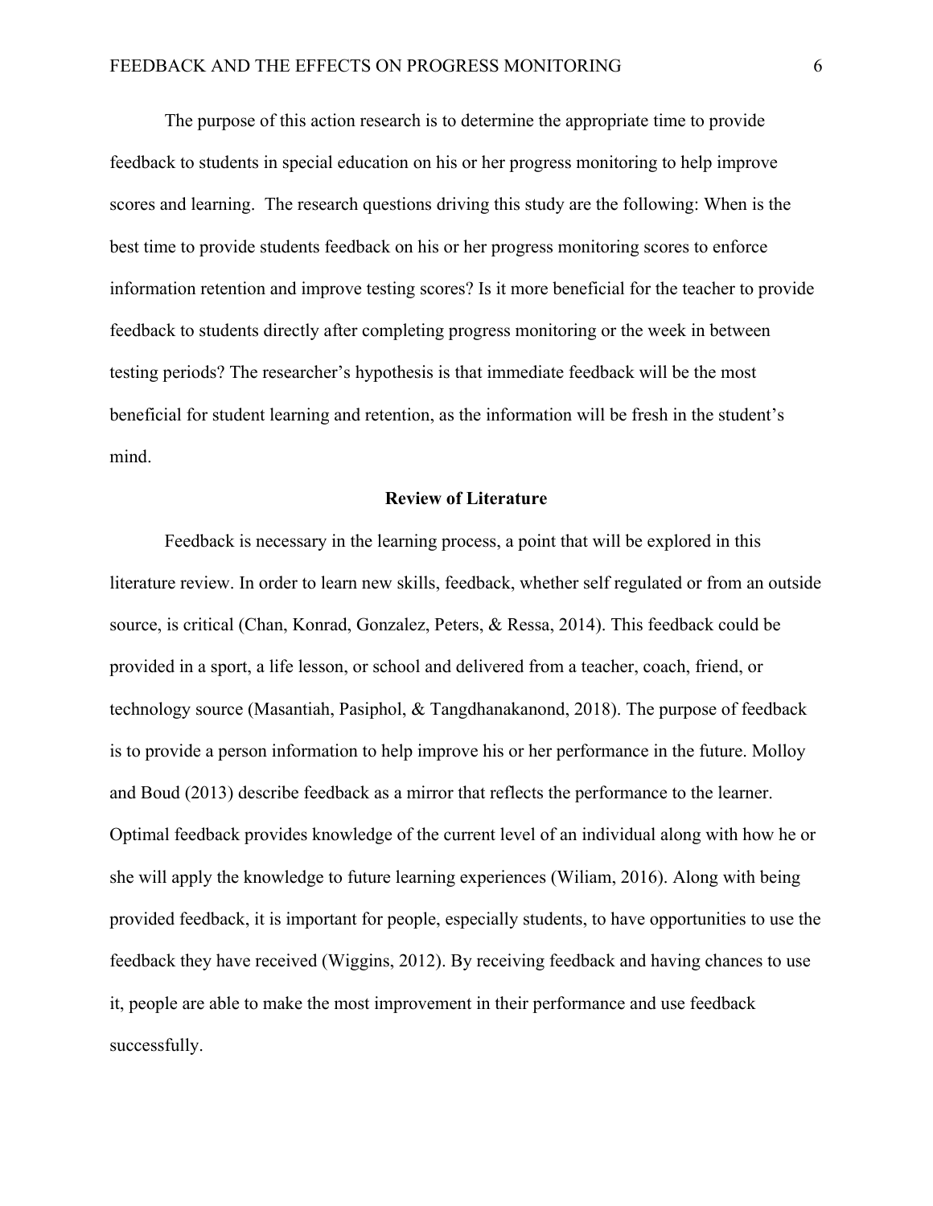The purpose of this action research is to determine the appropriate time to provide feedback to students in special education on his or her progress monitoring to help improve scores and learning. The research questions driving this study are the following: When is the best time to provide students feedback on his or her progress monitoring scores to enforce information retention and improve testing scores? Is it more beneficial for the teacher to provide feedback to students directly after completing progress monitoring or the week in between testing periods? The researcher's hypothesis is that immediate feedback will be the most beneficial for student learning and retention, as the information will be fresh in the student's mind.

## Review of Literature

Feedback is necessary in the learning process, a point that will be explored in this literature review. In order to learn new skills, feedback, whether self regulated or from an outside source, is critical (Chan, Konrad, Gonzalez, Peters, & Ressa, 2014). This feedback could be provided in a sport, a life lesson, or school and delivered from a teacher, coach, friend, or technology source (Masantiah, Pasiphol, & Tangdhanakanond, 2018). The purpose of feedback is to provide a person information to help improve his or her performance in the future. Molloy and Boud (2013) describe feedback as a mirror that reflects the performance to the learner. Optimal feedback provides knowledge of the current level of an individual along with how he or she will apply the knowledge to future learning experiences (Wiliam, 2016). Along with being provided feedback, it is important for people, especially students, to have opportunities to use the feedback they have received (Wiggins, 2012). By receiving feedback and having chances to use it, people are able to make the most improvement in their performance and use feedback successfully.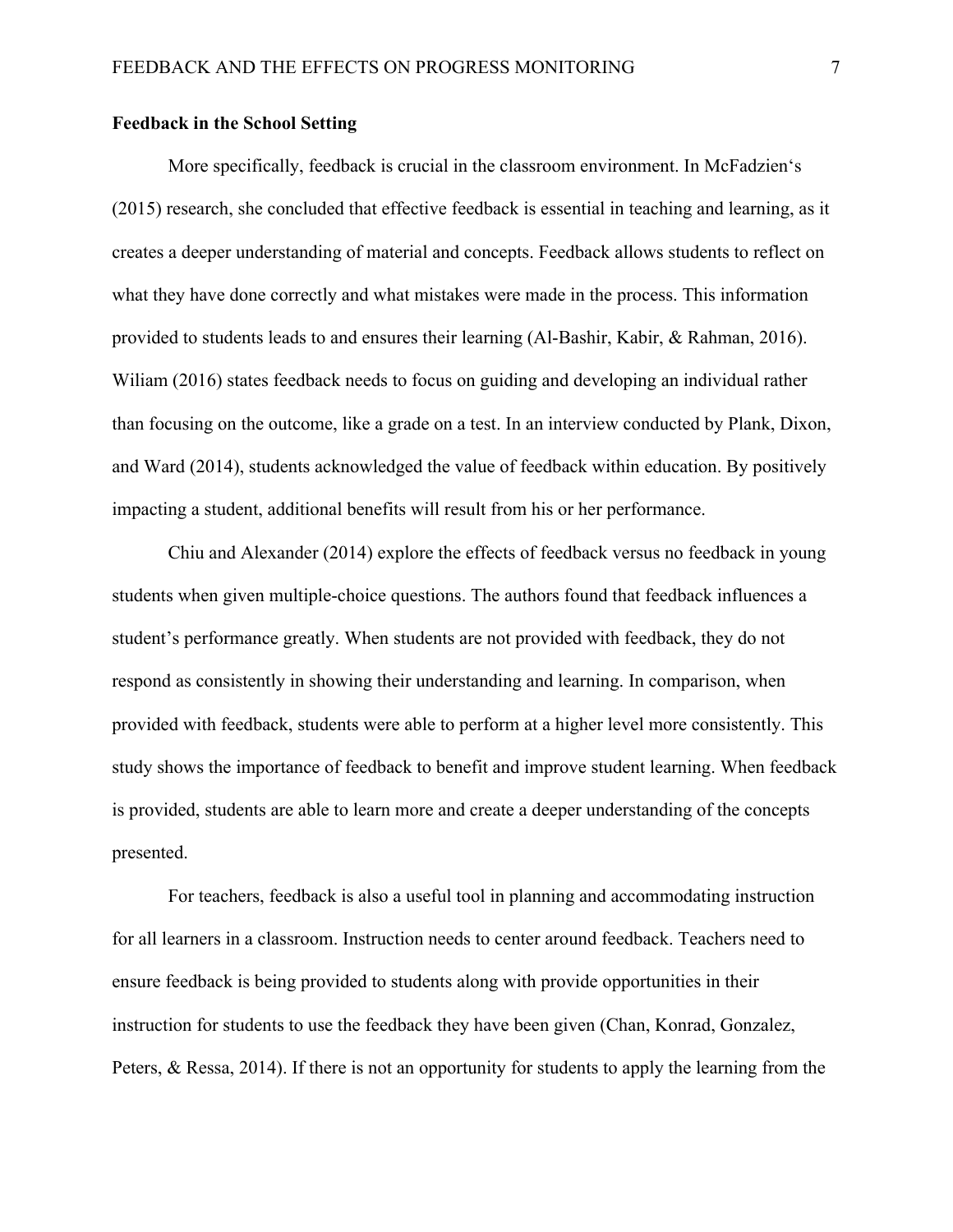### Feedback in the School Setting

More specifically, feedback is crucial in the classroom environment. In McFadzien's (2015) research, she concluded that effective feedback is essential in teaching and learning, as it creates a deeper understanding of material and concepts. Feedback allows students to reflect on what they have done correctly and what mistakes were made in the process. This information provided to students leads to and ensures their learning (Al-Bashir, Kabir, & Rahman, 2016). Wiliam (2016) states feedback needs to focus on guiding and developing an individual rather than focusing on the outcome, like a grade on a test. In an interview conducted by Plank, Dixon, and Ward (2014), students acknowledged the value of feedback within education. By positively impacting a student, additional benefits will result from his or her performance.

Chiu and Alexander (2014) explore the effects of feedback versus no feedback in young students when given multiple-choice questions. The authors found that feedback influences a student's performance greatly. When students are not provided with feedback, they do not respond as consistently in showing their understanding and learning. In comparison, when provided with feedback, students were able to perform at a higher level more consistently. This study shows the importance of feedback to benefit and improve student learning. When feedback is provided, students are able to learn more and create a deeper understanding of the concepts presented.

For teachers, feedback is also a useful tool in planning and accommodating instruction for all learners in a classroom. Instruction needs to center around feedback. Teachers need to ensure feedback is being provided to students along with provide opportunities in their instruction for students to use the feedback they have been given (Chan, Konrad, Gonzalez, Peters, & Ressa, 2014). If there is not an opportunity for students to apply the learning from the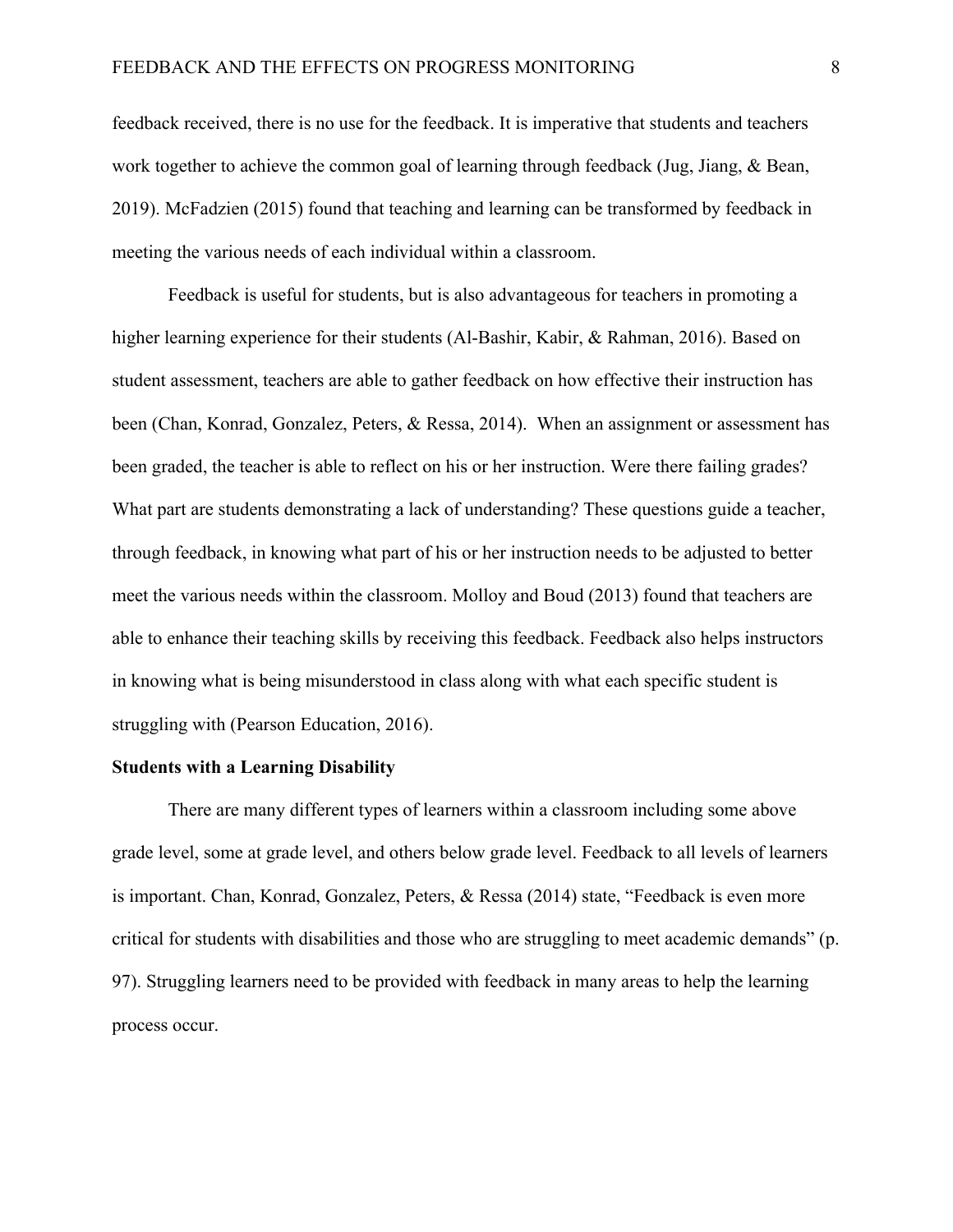feedback received, there is no use for the feedback. It is imperative that students and teachers work together to achieve the common goal of learning through feedback (Jug, Jiang, & Bean, 2019). McFadzien (2015) found that teaching and learning can be transformed by feedback in meeting the various needs of each individual within a classroom.

Feedback is useful for students, but is also advantageous for teachers in promoting a higher learning experience for their students (Al-Bashir, Kabir, & Rahman, 2016). Based on student assessment, teachers are able to gather feedback on how effective their instruction has been (Chan, Konrad, Gonzalez, Peters, & Ressa, 2014). When an assignment or assessment has been graded, the teacher is able to reflect on his or her instruction. Were there failing grades? What part are students demonstrating a lack of understanding? These questions guide a teacher, through feedback, in knowing what part of his or her instruction needs to be adjusted to better meet the various needs within the classroom. Molloy and Boud (2013) found that teachers are able to enhance their teaching skills by receiving this feedback. Feedback also helps instructors in knowing what is being misunderstood in class along with what each specific student is struggling with (Pearson Education, 2016).

**Students with a Learning Disability**

There are many different types of learners within a classroom including some above grade level, some at grade level, and others below grade level. Feedback to all levels of learners is important. Chan, Konrad, Gonzalez, Peters, & Ressa (2014) state, "Feedback is even more critical for students with disabilities and those who are struggling to meet academic demands" (p. 97). Struggling learners need to be provided with feedback in many areas to help the learning process occur.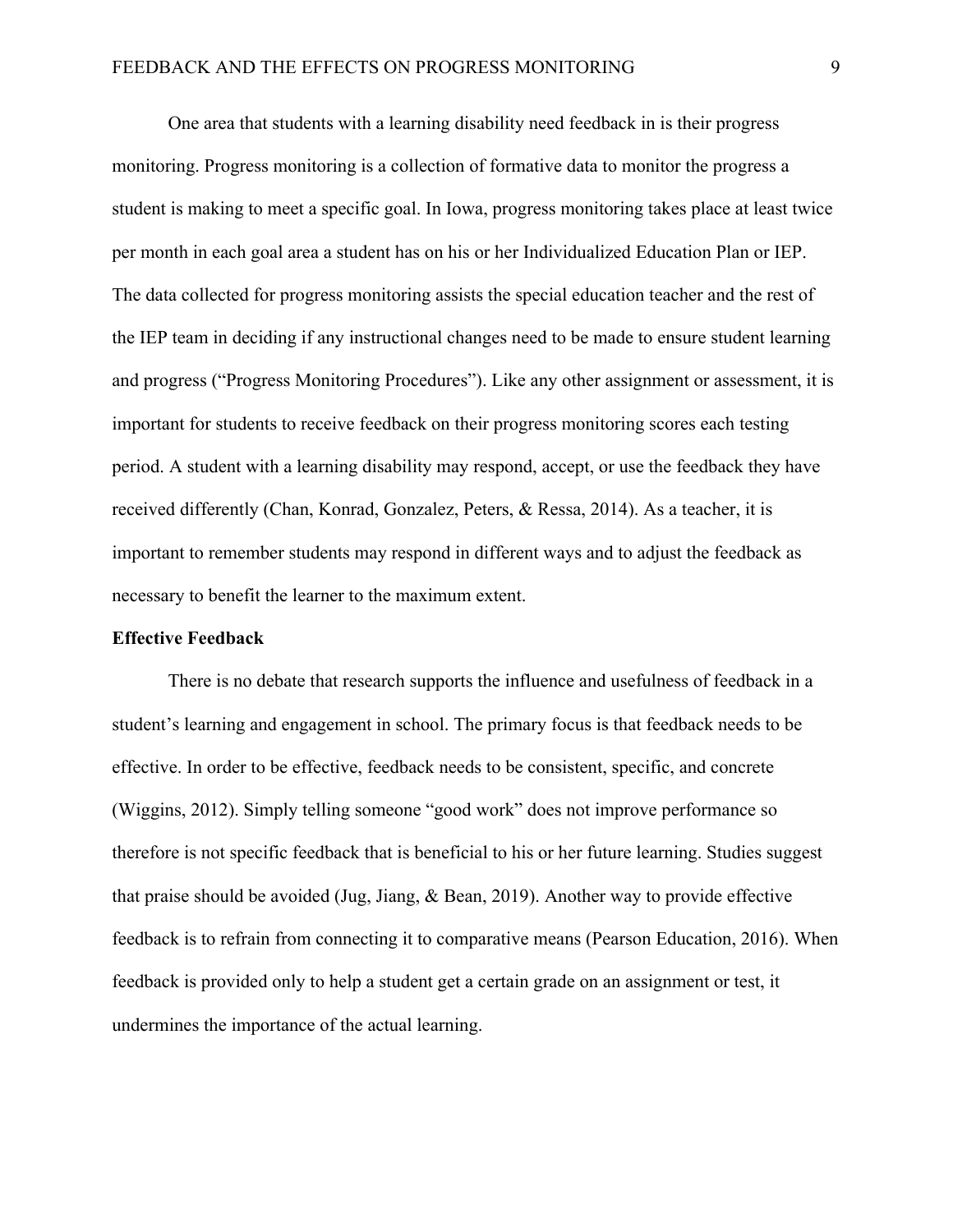One area that students with a learning disability need feedback in is their progress monitoring. Progress monitoring is a collection of formative data to monitor the progress a student is making to meet a specific goal. In Iowa, progress monitoring takes place at least twice per month in each goal area a student has on his or her Individualized Education Plan or IEP. The data collected for progress monitoring assists the special education teacher and the rest of the IEP team in deciding if any instructional changes need to be made to ensure student learning and progress ("Progress Monitoring Procedures"). Like any other assignment or assessment, it is important for students to receive feedback on their progress monitoring scores each testing period. A student with a learning disability may respond, accept, or use the feedback they have received differently (Chan, Konrad, Gonzalez, Peters, & Ressa, 2014). As a teacher, it is important to remember students may respond in different ways and to adjust the feedback as necessary to benefit the learner to the maximum extent.

## Effective Feedback

There is no debate that research supports the influence and usefulness of feedback in a student's learning and engagement in school. The primary focus is that feedback needs to be effective. In order to be effective, feedback needs to be consistent, specific, and concrete (Wiggins, 2012). Simply telling someone "good work" does not improve performance so therefore is not specific feedback that is beneficial to his or her future learning. Studies suggest that praise should be avoided (Jug, Jiang, & Bean, 2019). Another way to provide effective feedback is to refrain from connecting it to comparative means (Pearson Education, 2016). When feedback is provided only to help a student get a certain grade on an assignment or test, it undermines the importance of the actual learning.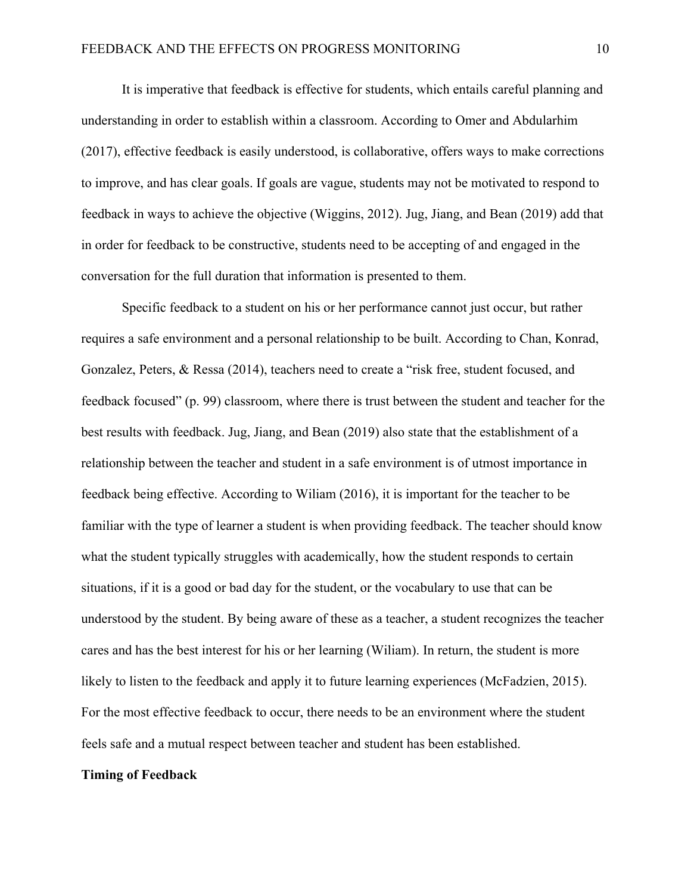It is imperative that feedback is effective for students, which entails careful planning and understanding in order to establish within a classroom. According to Omer and Abdularhim (2017), effective feedback is easily understood, is collaborative, offers ways to make corrections to improve, and has clear goals. If goals are vague, students may not be motivated to respond to feedback in ways to achieve the objective (Wiggins, 2012). Jug, Jiang, and Bean (2019) add that in order for feedback to be constructive, students need to be accepting of and engaged in the conversation for the full duration that information is presented to them.

Specific feedback to a student on his or her performance cannot just occur, but rather requires a safe environment and a personal relationship to be built. According to Chan, Konrad, Gonzalez, Peters, & Ressa (2014), teachers need to create a "risk free, student focused, and feedback focused" (p. 99) classroom, where there is trust between the student and teacher for the best results with feedback. Jug, Jiang, and Bean (2019) also state that the establishment of a relationship between the teacher and student in a safe environment is of utmost importance in feedback being effective. According to Wiliam (2016), it is important for the teacher to be familiar with the type of learner a student is when providing feedback. The teacher should know what the student typically struggles with academically, how the student responds to certain situations, if it is a good or bad day for the student, or the vocabulary to use that can be understood by the student. By being aware of these as a teacher, a student recognizes the teacher cares and has the best interest for his or her learning (Wiliam). In return, the student is more likely to listen to the feedback and apply it to future learning experiences (McFadzien, 2015). For the most effective feedback to occur, there needs to be an environment where the student feels safe and a mutual respect between teacher and student has been established.

**Timing of Feedback**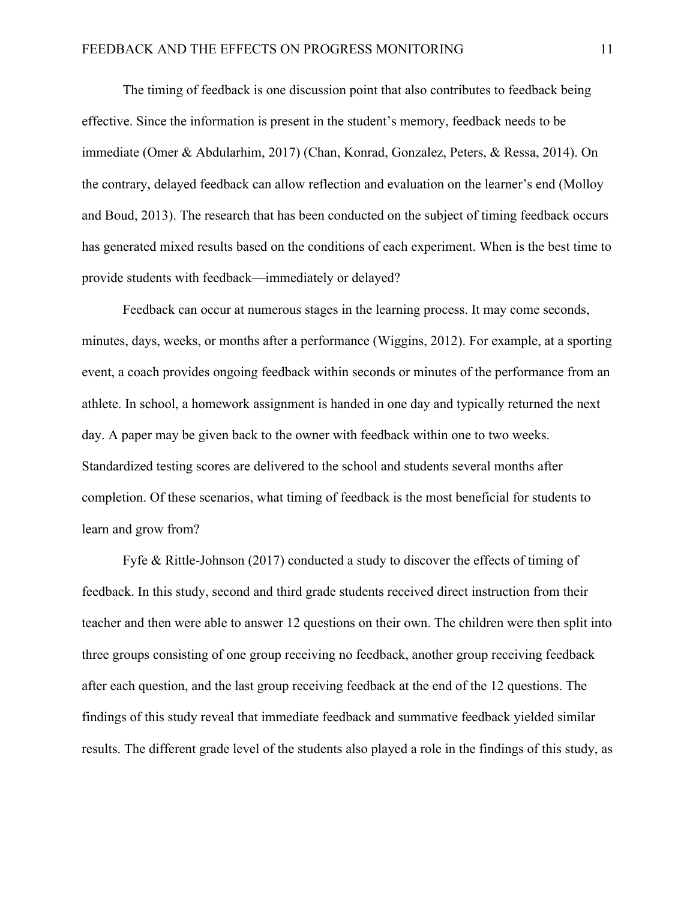The timing of feedback is one discussion point that also contributes to feedback being effective. Since the information is present in the student's memory, feedback needs to be immediate (Omer & Abdularhim, 2017) (Chan, Konrad, Gonzalez, Peters, & Ressa, 2014). On the contrary, delayed feedback can allow reflection and evaluation on the learner's end (Molloy and Boud, 2013). The research that has been conducted on the subject of timing feedback occurs has generated mixed results based on the conditions of each experiment. When is the best time to provide students with feedback—immediately or delayed?

Feedback can occur at numerous stages in the learning process. It may come seconds, minutes, days, weeks, or months after a performance (Wiggins, 2012). For example, at a sporting event, a coach provides ongoing feedback within seconds or minutes of the performance from an athlete. In school, a homework assignment is handed in one day and typically returned the next day. A paper may be given back to the owner with feedback within one to two weeks. Standardized testing scores are delivered to the school and students several months after completion. Of these scenarios, what timing of feedback is the most beneficial for students to learn and grow from?

Fyfe & Rittle-Johnson (2017) conducted a study to discover the effects of timing of feedback. In this study, second and third grade students received direct instruction from their teacher and then were able to answer 12 questions on their own. The children were then split into three groups consisting of one group receiving no feedback, another group receiving feedback after each question, and the last group receiving feedback at the end of the 12 questions. The findings of this study reveal that immediate feedback and summative feedback yielded similar results. The different grade level of the students also played a role in the findings of this study, as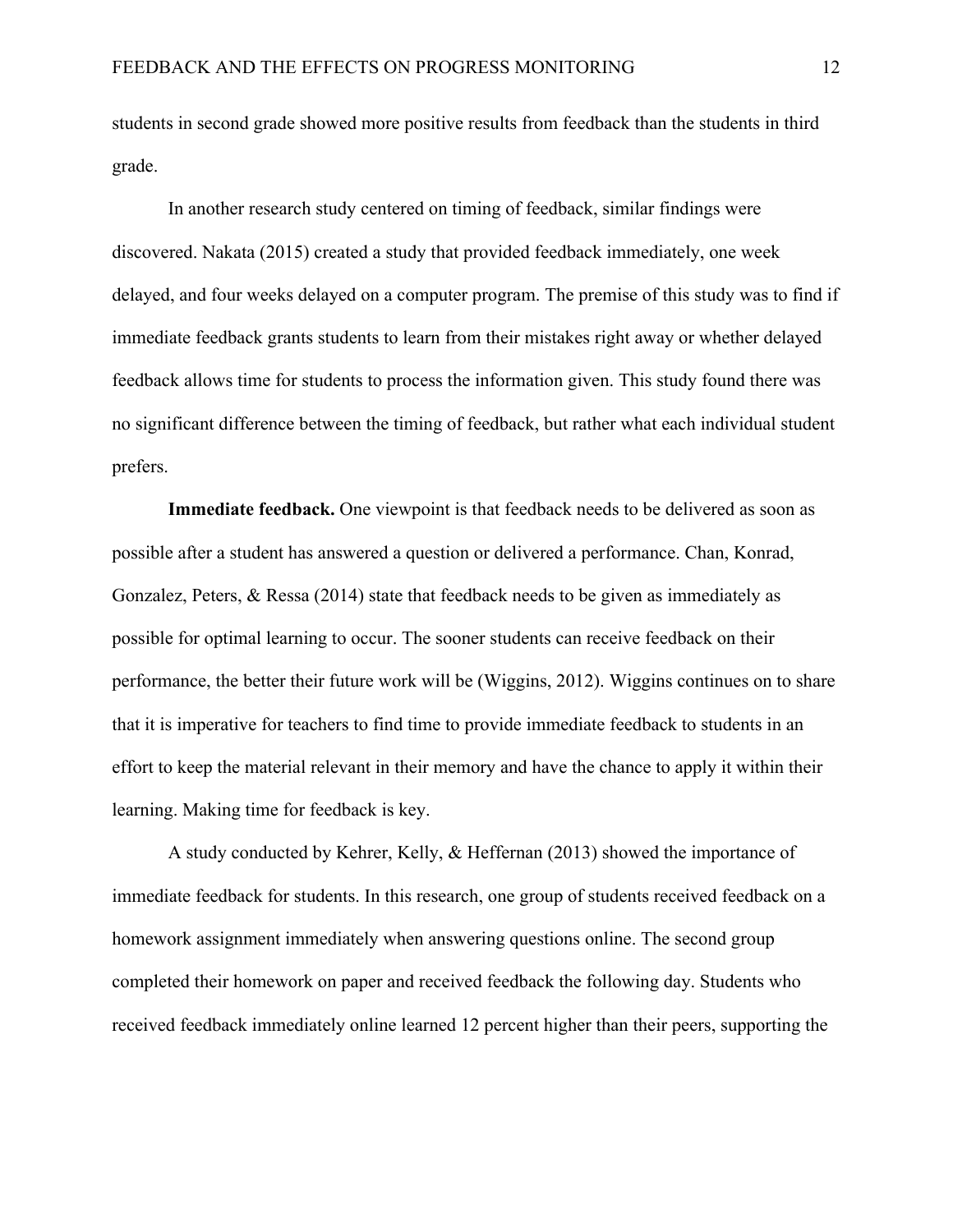students in second grade showed more positive results from feedback than the students in third grade.

In another research study centered on timing of feedback, similar findings were discovered. Nakata (2015) created a study that provided feedback immediately, one week delayed, and four weeks delayed on a computer program. The premise of this study was to find if immediate feedback grants students to learn from their mistakes right away or whether delayed feedback allows time for students to process the information given. This study found there was no significant difference between the timing of feedback, but rather what each individual student prefers.

**Immediate feedback.** One viewpoint is that feedback needs to be delivered as soon as possible after a student has answered a question or delivered a performance. Chan, Konrad, Gonzalez, Peters, & Ressa (2014) state that feedback needs to be given as immediately as possible for optimal learning to occur. The sooner students can receive feedback on their performance, the better their future work will be (Wiggins, 2012). Wiggins continues on to share that it is imperative for teachers to find time to provide immediate feedback to students in an effort to keep the material relevant in their memory and have the chance to apply it within their learning. Making time for feedback is key.

A study conducted by Kehrer, Kelly, & Heffernan (2013) showed the importance of immediate feedback for students. In this research, one group of students received feedback on a homework assignment immediately when answering questions online. The second group completed their homework on paper and received feedback the following day. Students who received feedback immediately online learned 12 percent higher than their peers, supporting the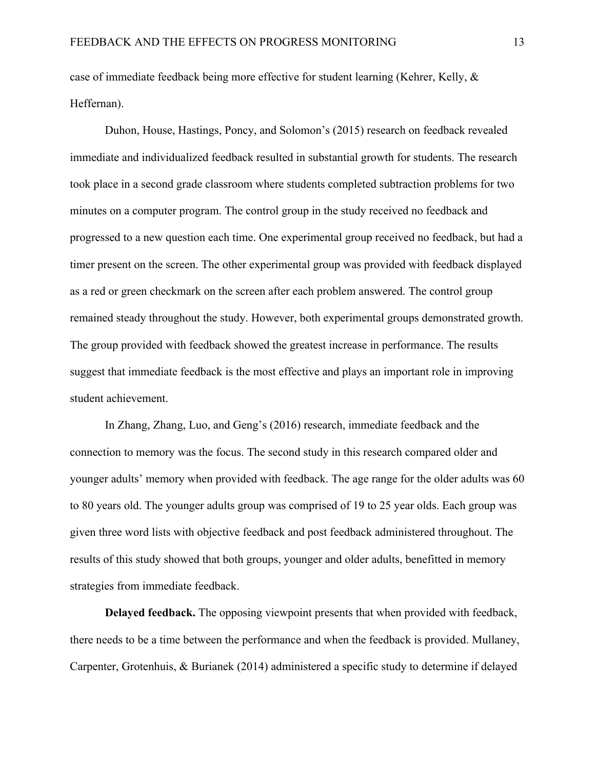case of immediate feedback being more effective for student learning (Kehrer, Kelly, & Heffernan).

Duhon, House, Hastings, Poncy, and Solomon's (2015) research on feedback revealed immediate and individualized feedback resulted in substantial growth for students. The research took place in a second grade classroom where students completed subtraction problems for two minutes on a computer program. The control group in the study received no feedback and progressed to a new question each time. One experimental group received no feedback, but had a timer present on the screen. The other experimental group was provided with feedback displayed as a red or green checkmark on the screen after each problem answered. The control group remained steady throughout the study. However, both experimental groups demonstrated growth. The group provided with feedback showed the greatest increase in performance. The results suggest that immediate feedback is the most effective and plays an important role in improving student achievement.

In Zhang, Zhang, Luo, and Geng's (2016) research, immediate feedback and the connection to memory was the focus. The second study in this research compared older and younger adults' memory when provided with feedback. The age range for the older adults was 60 to 80 years old. The younger adults group was comprised of 19 to 25 year olds. Each group was given three word lists with objective feedback and post feedback administered throughout. The results of this study showed that both groups, younger and older adults, benefitted in memory strategies from immediate feedback.

**Delayed feedback.** The opposing viewpoint presents that when provided with feedback, there needs to be a time between the performance and when the feedback is provided. Mullaney, Carpenter, Grotenhuis, & Burianek (2014) administered a specific study to determine if delayed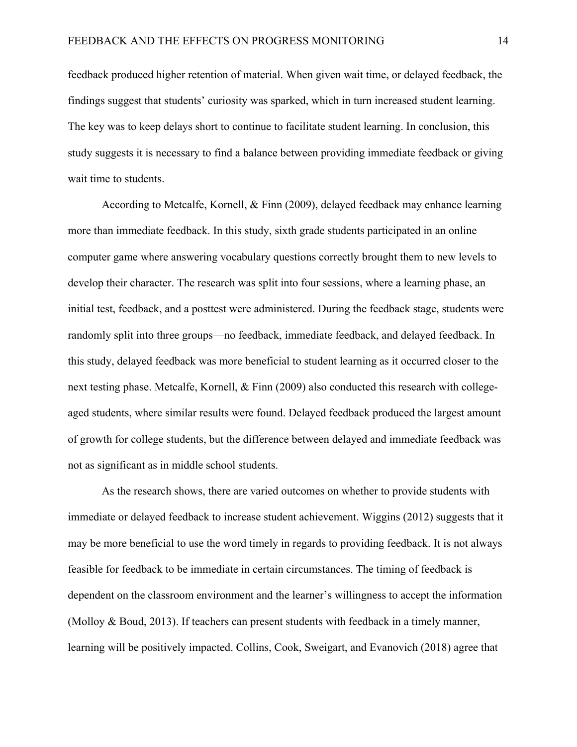feedback produced higher retention of material. When given wait time, or delayed feedback, the findings suggest that students' curiosity was sparked, which in turn increased student learning. The key was to keep delays short to continue to facilitate student learning. In conclusion, this study suggests it is necessary to find a balance between providing immediate feedback or giving wait time to students.

According to Metcalfe, Kornell, & Finn (2009), delayed feedback may enhance learning more than immediate feedback. In this study, sixth grade students participated in an online computer game where answering vocabulary questions correctly brought them to new levels to develop their character. The research was split into four sessions, where a learning phase, an initial test, feedback, and a posttest were administered. During the feedback stage, students were randomly split into three groups—no feedback, immediate feedback, and delayed feedback. In this study, delayed feedback was more beneficial to student learning as it occurred closer to the next testing phase. Metcalfe, Kornell, & Finn (2009) also conducted this research with college-aged students, where similar results were found. Delayed feedback produced the largest amount of growth for college students, but the difference between delayed and immediate feedback was not as significant as in middle school students.

As the research shows, there are varied outcomes on whether to provide students with immediate or delayed feedback to increase student achievement. Wiggins (2012) suggests that it may be more beneficial to use the word timely in regards to providing feedback. It is not always feasible for feedback to be immediate in certain circumstances. The timing of feedback is dependent on the classroom environment and the learner's willingness to accept the information (Molloy & Boud, 2013). If teachers can present students with feedback in a timely manner, learning will be positively impacted. Collins, Cook, Sweigart, and Evanovich (2018) agree that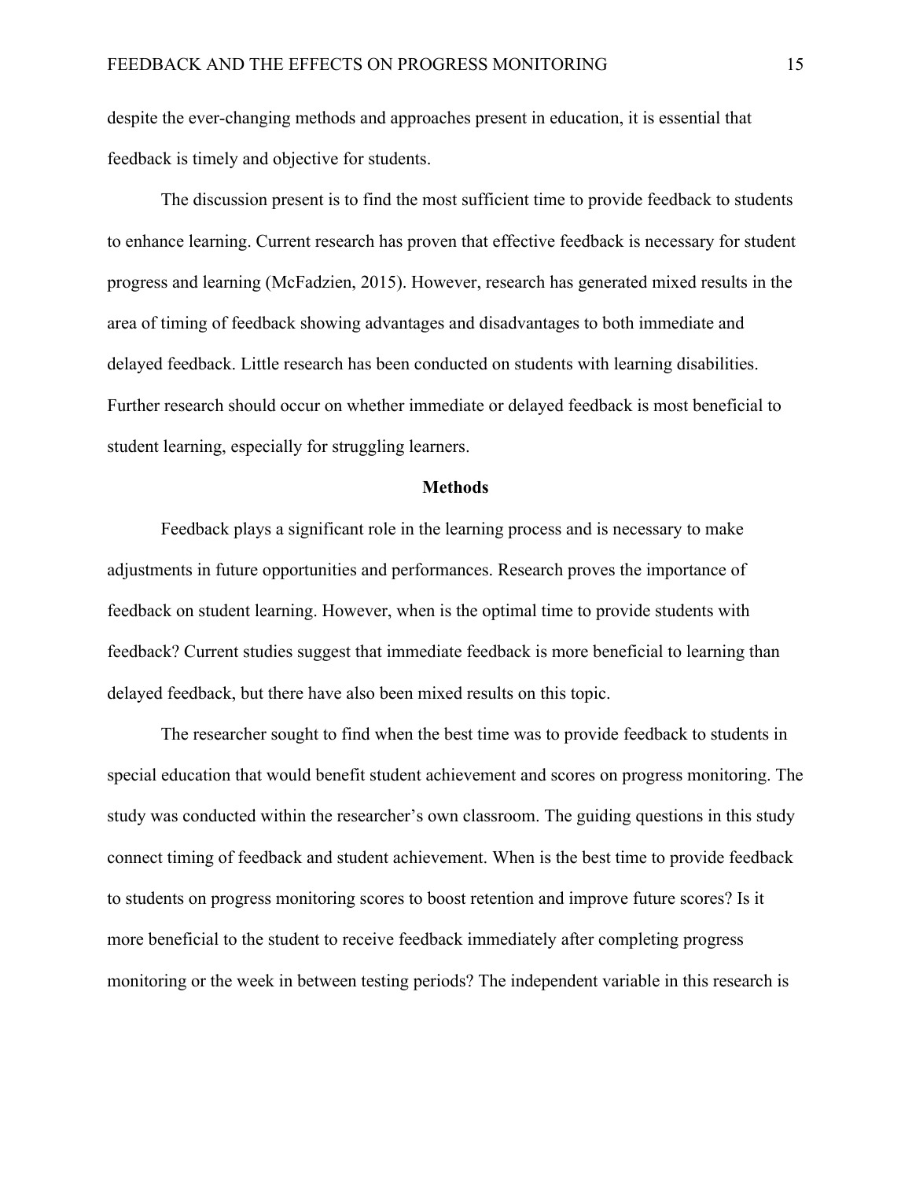despite the ever-changing methods and approaches present in education, it is essential that feedback is timely and objective for students.

The discussion present is to find the most sufficient time to provide feedback to students to enhance learning. Current research has proven that effective feedback is necessary for student progress and learning (McFadzien, 2015). However, research has generated mixed results in the area of timing of feedback showing advantages and disadvantages to both immediate and delayed feedback. Little research has been conducted on students with learning disabilities. Further research should occur on whether immediate or delayed feedback is most beneficial to student learning, especially for struggling learners.

## Methods

Feedback plays a significant role in the learning process and is necessary to make adjustments in future opportunities and performances. Research proves the importance of feedback on student learning. However, when is the optimal time to provide students with feedback? Current studies suggest that immediate feedback is more beneficial to learning than delayed feedback, but there have also been mixed results on this topic.

The researcher sought to find when the best time was to provide feedback to students in special education that would benefit student achievement and scores on progress monitoring. The study was conducted within the researcher's own classroom. The guiding questions in this study connect timing of feedback and student achievement. When is the best time to provide feedback to students on progress monitoring scores to boost retention and improve future scores? Is it more beneficial to the student to receive feedback immediately after completing progress monitoring or the week in between testing periods? The independent variable in this research is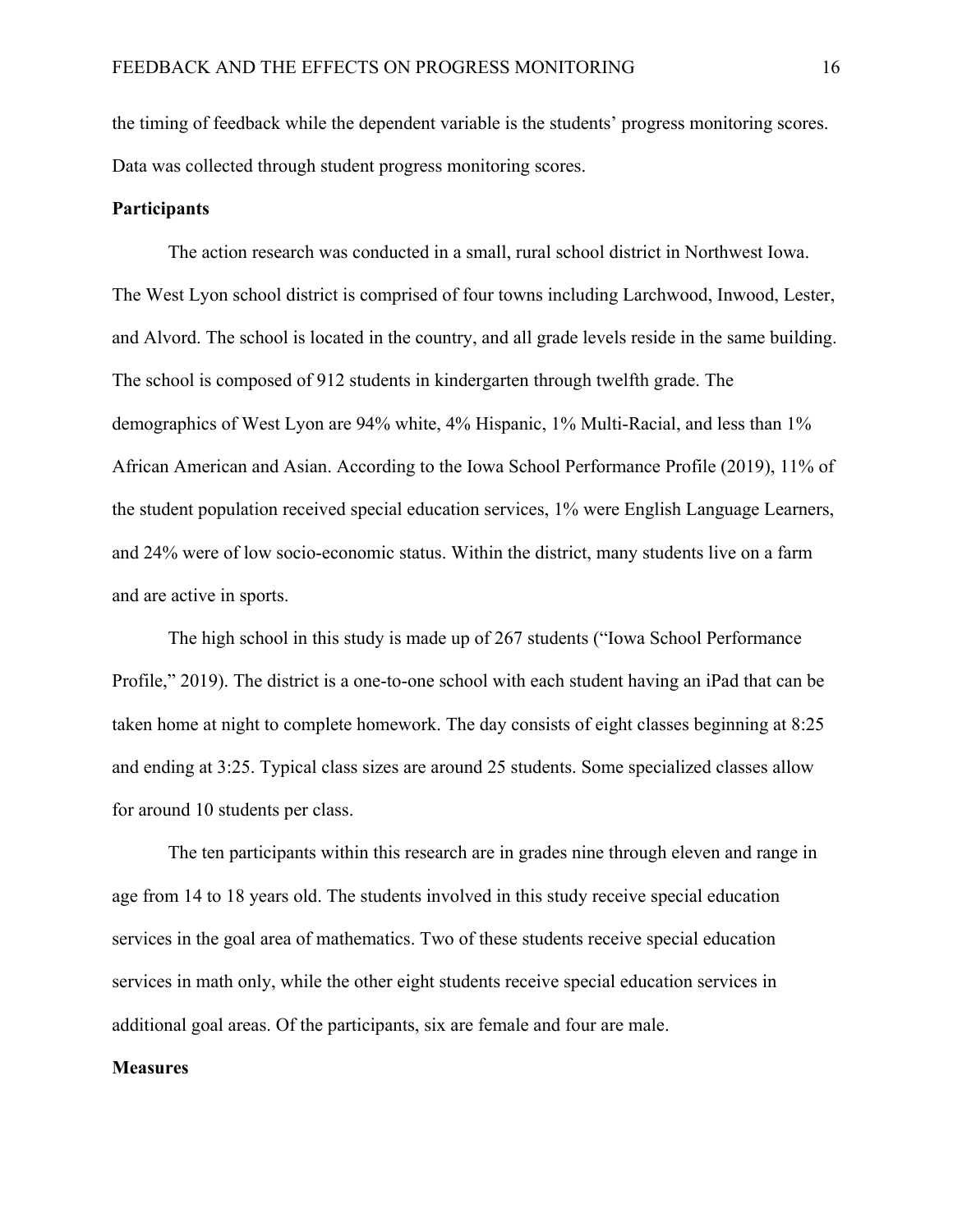the timing of feedback while the dependent variable is the students' progress monitoring scores. Data was collected through student progress monitoring scores.

**Participants**

The action research was conducted in a small, rural school district in Northwest Iowa. The West Lyon school district is comprised of four towns including Larchwood, Inwood, Lester, and Alvord. The school is located in the country, and all grade levels reside in the same building. The school is composed of 912 students in kindergarten through twelfth grade. The demographics of West Lyon are 94% white, 4% Hispanic, 1% Multi-Racial, and less than 1% African American and Asian. According to the Iowa School Performance Profile (2019), 11% of the student population received special education services, 1% were English Language Learners, and 24% were of low socio-economic status. Within the district, many students live on a farm and are active in sports.

The high school in this study is made up of 267 students ("Iowa School Performance Profile," 2019). The district is a one-to-one school with each student having an iPad that can be taken home at night to complete homework. The day consists of eight classes beginning at 8:25 and ending at 3:25. Typical class sizes are around 25 students. Some specialized classes allow for around 10 students per class.

The ten participants within this research are in grades nine through eleven and range in age from 14 to 18 years old. The students involved in this study receive special education services in the goal area of mathematics. Two of these students receive special education services in math only, while the other eight students receive special education services in additional goal areas. Of the participants, six are female and four are male.

**Measures**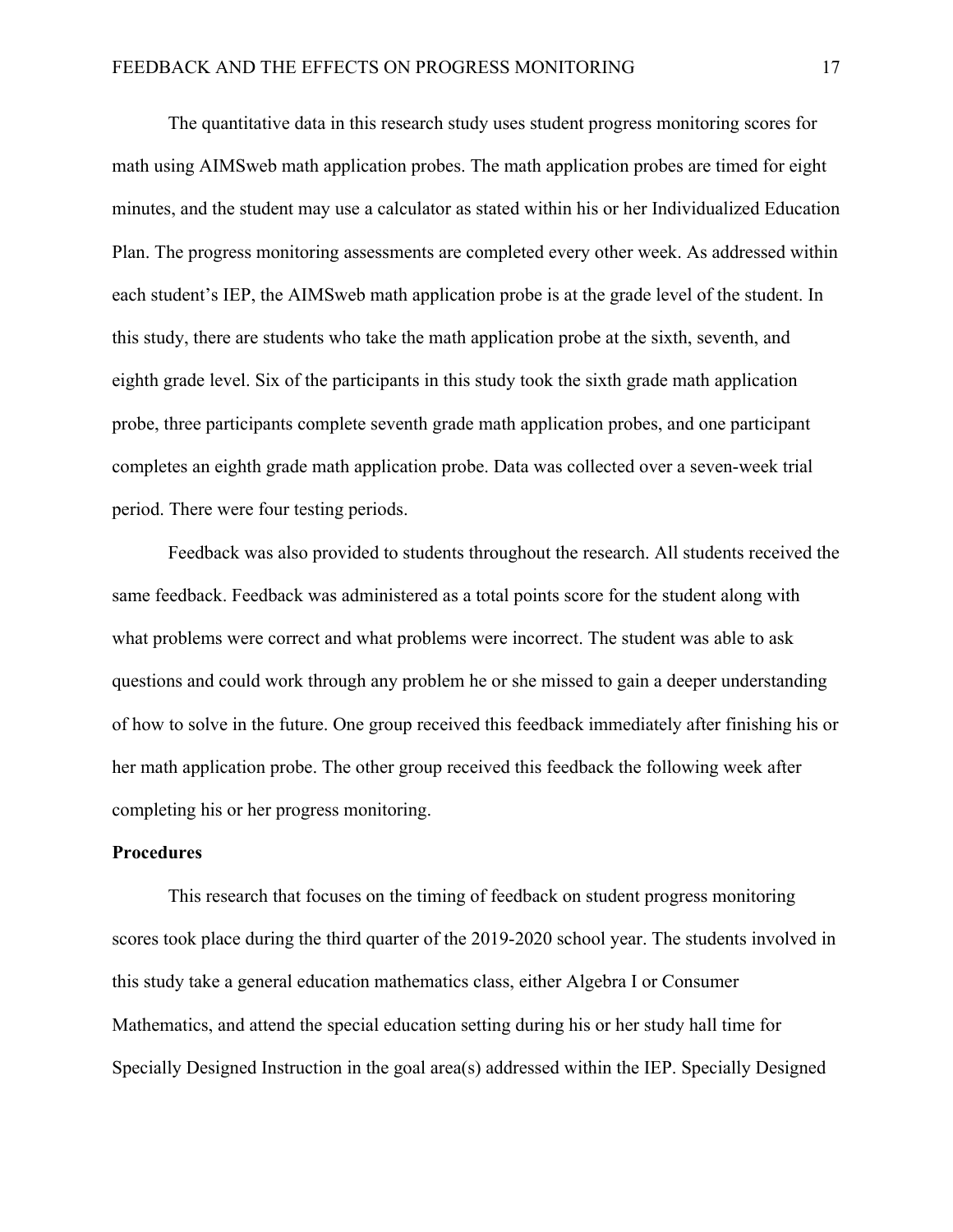The quantitative data in this research study uses student progress monitoring scores for math using AIMSweb math application probes. The math application probes are timed for eight minutes, and the student may use a calculator as stated within his or her Individualized Education Plan. The progress monitoring assessments are completed every other week. As addressed within each student's IEP, the AIMSweb math application probe is at the grade level of the student. In this study, there are students who take the math application probe at the sixth, seventh, and eighth grade level. Six of the participants in this study took the sixth grade math application probe, three participants complete seventh grade math application probes, and one participant completes an eighth grade math application probe. Data was collected over a seven-week trial period. There were four testing periods.

Feedback was also provided to students throughout the research. All students received the same feedback. Feedback was administered as a total points score for the student along with what problems were correct and what problems were incorrect. The student was able to ask questions and could work through any problem he or she missed to gain a deeper understanding of how to solve in the future. One group received this feedback immediately after finishing his or her math application probe. The other group received this feedback the following week after completing his or her progress monitoring.

**Procedures**

This research that focuses on the timing of feedback on student progress monitoring scores took place during the third quarter of the 2019-2020 school year. The students involved in this study take a general education mathematics class, either Algebra I or Consumer Mathematics, and attend the special education setting during his or her study hall time for Specially Designed Instruction in the goal area(s) addressed within the IEP. Specially Designed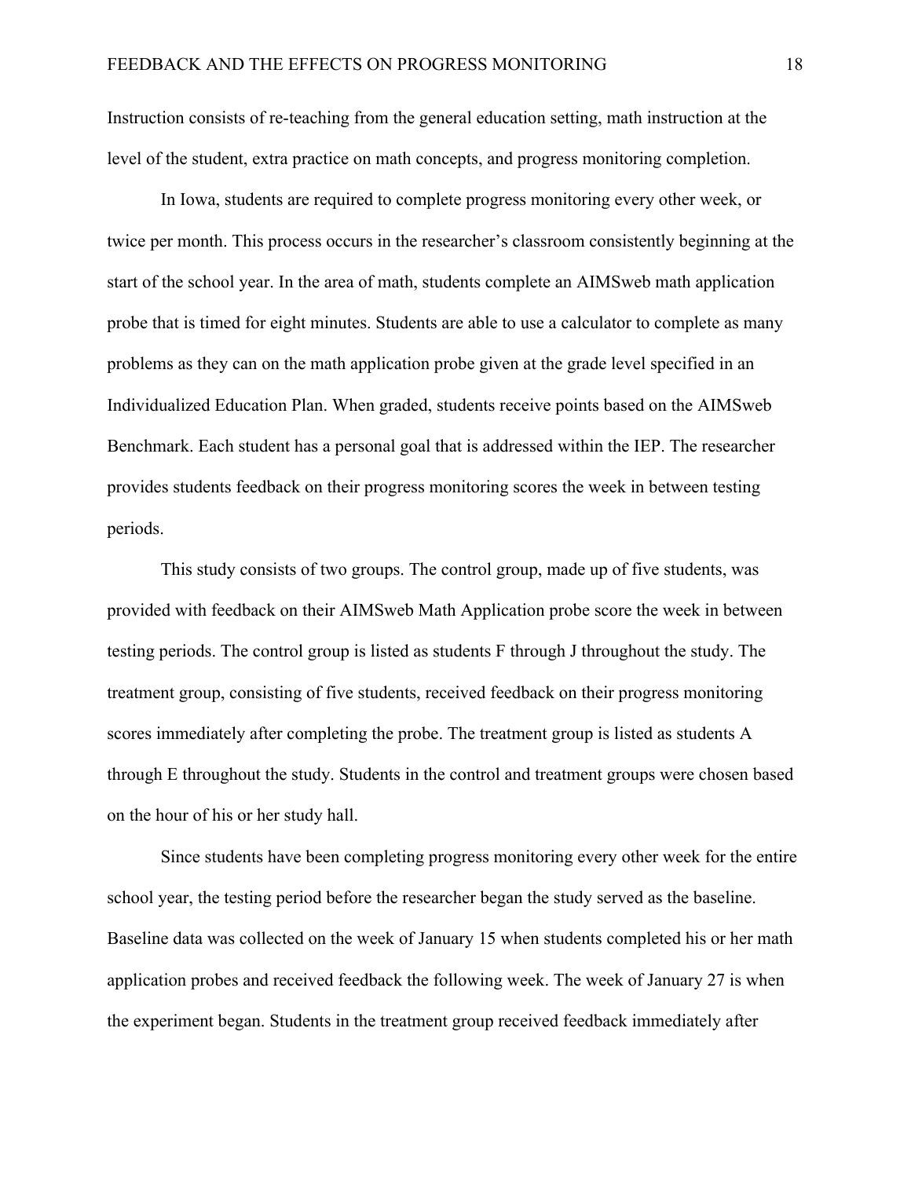Instruction consists of re-teaching from the general education setting, math instruction at the level of the student, extra practice on math concepts, and progress monitoring completion.

In Iowa, students are required to complete progress monitoring every other week, or twice per month. This process occurs in the researcher's classroom consistently beginning at the start of the school year. In the area of math, students complete an AIMSweb math application probe that is timed for eight minutes. Students are able to use a calculator to complete as many problems as they can on the math application probe given at the grade level specified in an Individualized Education Plan. When graded, students receive points based on the AIMSweb Benchmark. Each student has a personal goal that is addressed within the IEP. The researcher provides students feedback on their progress monitoring scores the week in between testing periods.

This study consists of two groups. The control group, made up of five students, was provided with feedback on their AIMSweb Math Application probe score the week in between testing periods. The control group is listed as students F through J throughout the study. The treatment group, consisting of five students, received feedback on their progress monitoring scores immediately after completing the probe. The treatment group is listed as students A through E throughout the study. Students in the control and treatment groups were chosen based on the hour of his or her study hall.

Since students have been completing progress monitoring every other week for the entire school year, the testing period before the researcher began the study served as the baseline. Baseline data was collected on the week of January 15 when students completed his or her math application probes and received feedback the following week. The week of January 27 is when the experiment began. Students in the treatment group received feedback immediately after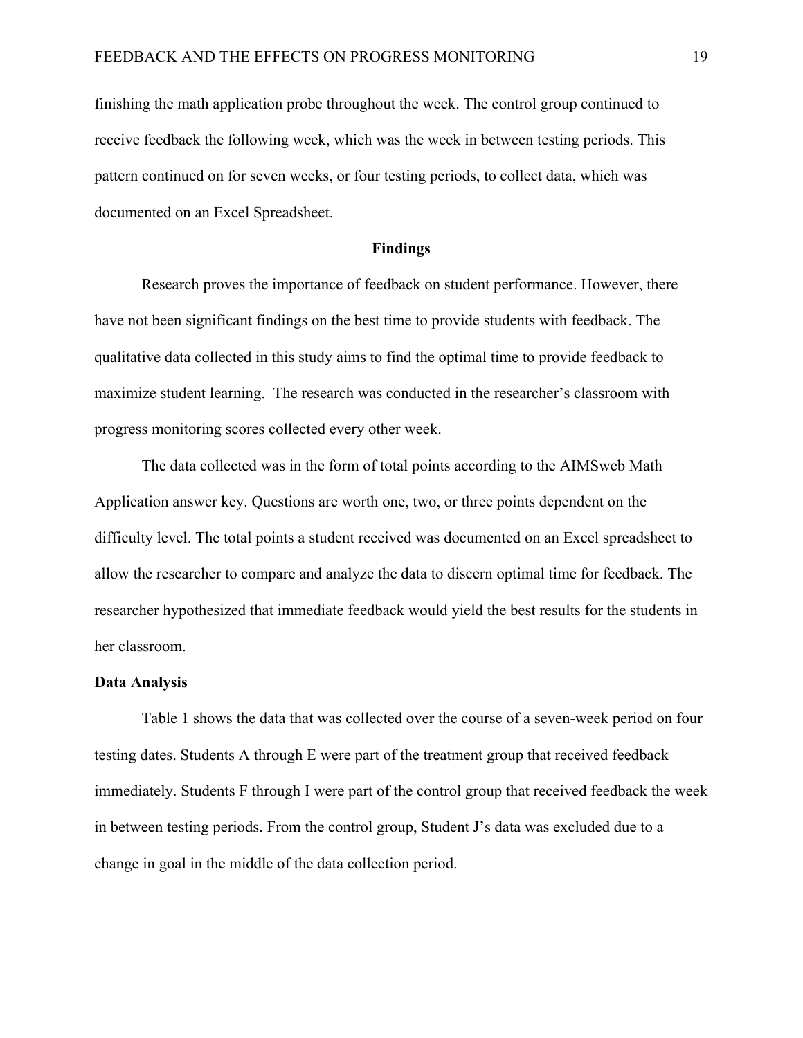finishing the math application probe throughout the week. The control group continued to receive feedback the following week, which was the week in between testing periods. This pattern continued on for seven weeks, or four testing periods, to collect data, which was documented on an Excel Spreadsheet.

## Findings

Research proves the importance of feedback on student performance. However, there have not been significant findings on the best time to provide students with feedback. The qualitative data collected in this study aims to find the optimal time to provide feedback to maximize student learning. The research was conducted in the researcher's classroom with progress monitoring scores collected every other week.

The data collected was in the form of total points according to the AIMSweb Math Application answer key. Questions are worth one, two, or three points dependent on the difficulty level. The total points a student received was documented on an Excel spreadsheet to allow the researcher to compare and analyze the data to discern optimal time for feedback. The researcher hypothesized that immediate feedback would yield the best results for the students in her classroom.

### Data Analysis

Table 1 shows the data that was collected over the course of a seven-week period on four testing dates. Students A through E were part of the treatment group that received feedback immediately. Students F through I were part of the control group that received feedback the week in between testing periods. From the control group, Student J's data was excluded due to a change in goal in the middle of the data collection period.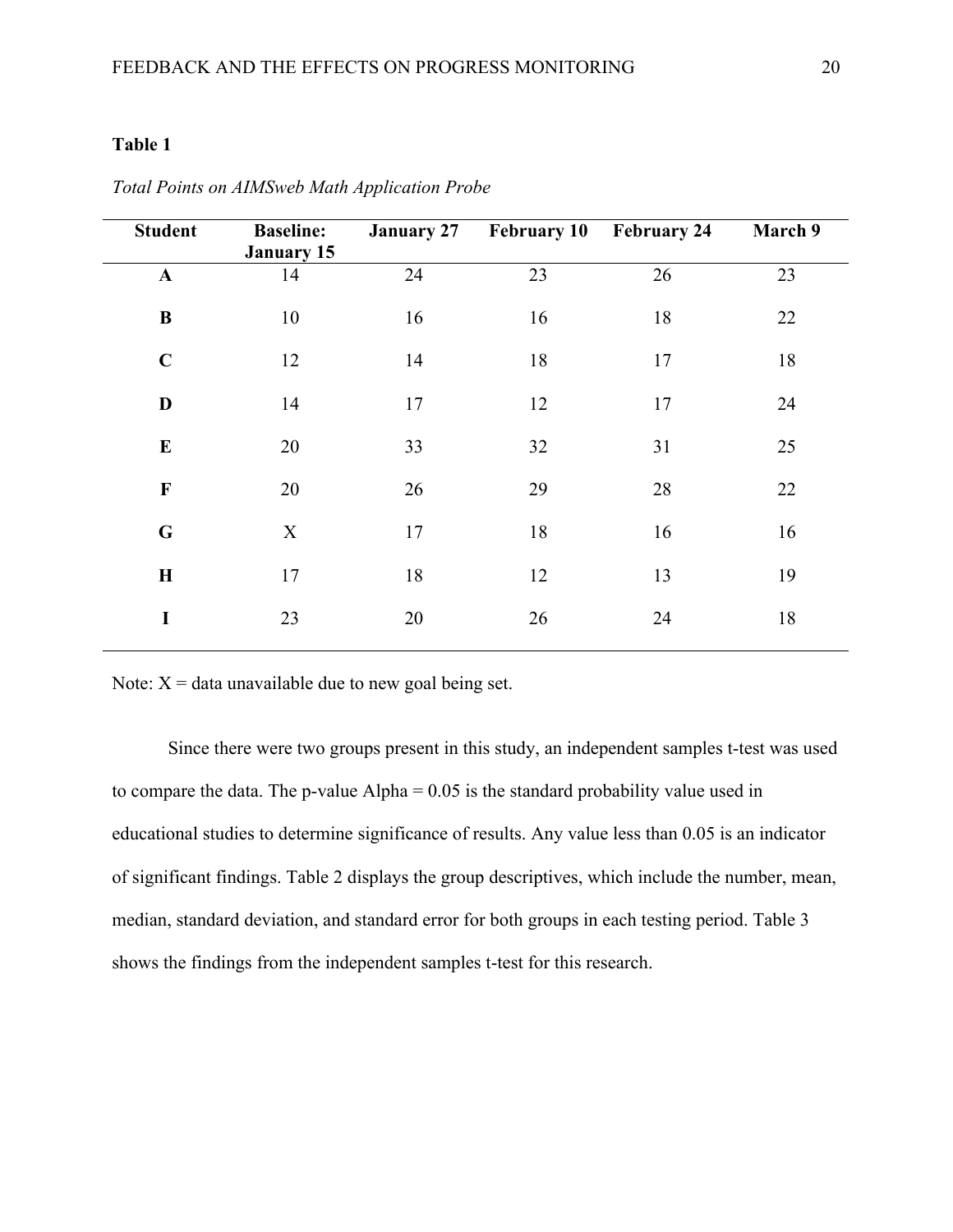**Table 1**

*Total Points on AIMSweb Math Application Probe*

| Student | Baseline: January 15 | January 27 | February 10 | February 24 | March 9 |
|---|---|---|---|---|---|
| **A** | 14 | 24 | 23 | 26 | 23 |
| **B** | 10 | 16 | 16 | 18 | 22 |
| **C** | 12 | 14 | 18 | 17 | 18 |
| **D** | 14 | 17 | 12 | 17 | 24 |
| **E** | 20 | 33 | 32 | 31 | 25 |
| **F** | 20 | 26 | 29 | 28 | 22 |
| **G** | X | 17 | 18 | 16 | 16 |
| **H** | 17 | 18 | 12 | 13 | 19 |
| **I** | 23 | 20 | 26 | 24 | 18 |

Note: X = data unavailable due to new goal being set.

Since there were two groups present in this study, an independent samples t-test was used to compare the data. The p-value Alpha = 0.05 is the standard probability value used in educational studies to determine significance of results. Any value less than 0.05 is an indicator of significant findings. Table 2 displays the group descriptives, which include the number, mean, median, standard deviation, and standard error for both groups in each testing period. Table 3 shows the findings from the independent samples t-test for this research.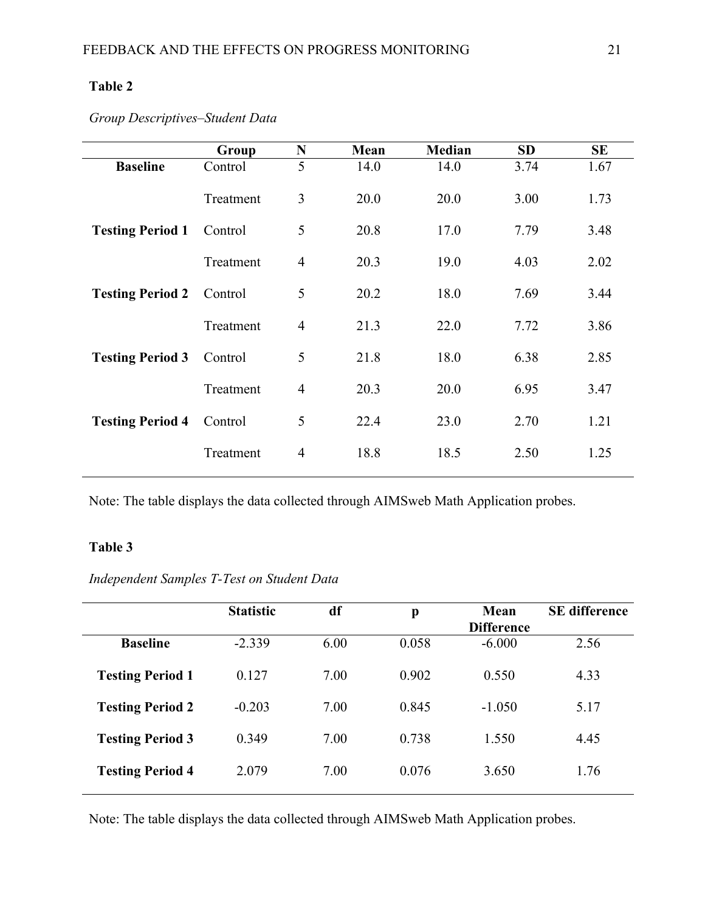**Table 2**

*Group Descriptives–Student Data*

| | Group | N | Mean | Median | SD | SE |
|---|---|---|---|---|---|---|
| **Baseline** | Control | 5 | 14.0 | 14.0 | 3.74 | 1.67 |
| | Treatment | 3 | 20.0 | 20.0 | 3.00 | 1.73 |
| **Testing Period 1** | Control | 5 | 20.8 | 17.0 | 7.79 | 3.48 |
| | Treatment | 4 | 20.3 | 19.0 | 4.03 | 2.02 |
| **Testing Period 2** | Control | 5 | 20.2 | 18.0 | 7.69 | 3.44 |
| | Treatment | 4 | 21.3 | 22.0 | 7.72 | 3.86 |
| **Testing Period 3** | Control | 5 | 21.8 | 18.0 | 6.38 | 2.85 |
| | Treatment | 4 | 20.3 | 20.0 | 6.95 | 3.47 |
| **Testing Period 4** | Control | 5 | 22.4 | 23.0 | 2.70 | 1.21 |
| | Treatment | 4 | 18.8 | 18.5 | 2.50 | 1.25 |

Note: The table displays the data collected through AIMSweb Math Application probes.

**Table 3**

*Independent Samples T-Test on Student Data*

| | Statistic | df | p | Mean Difference | SE difference |
|---|---|---|---|---|---|
| **Baseline** | -2.339 | 6.00 | 0.058 | -6.000 | 2.56 |
| **Testing Period 1** | 0.127 | 7.00 | 0.902 | 0.550 | 4.33 |
| **Testing Period 2** | -0.203 | 7.00 | 0.845 | -1.050 | 5.17 |
| **Testing Period 3** | 0.349 | 7.00 | 0.738 | 1.550 | 4.45 |
| **Testing Period 4** | 2.079 | 7.00 | 0.076 | 3.650 | 1.76 |

Note: The table displays the data collected through AIMSweb Math Application probes.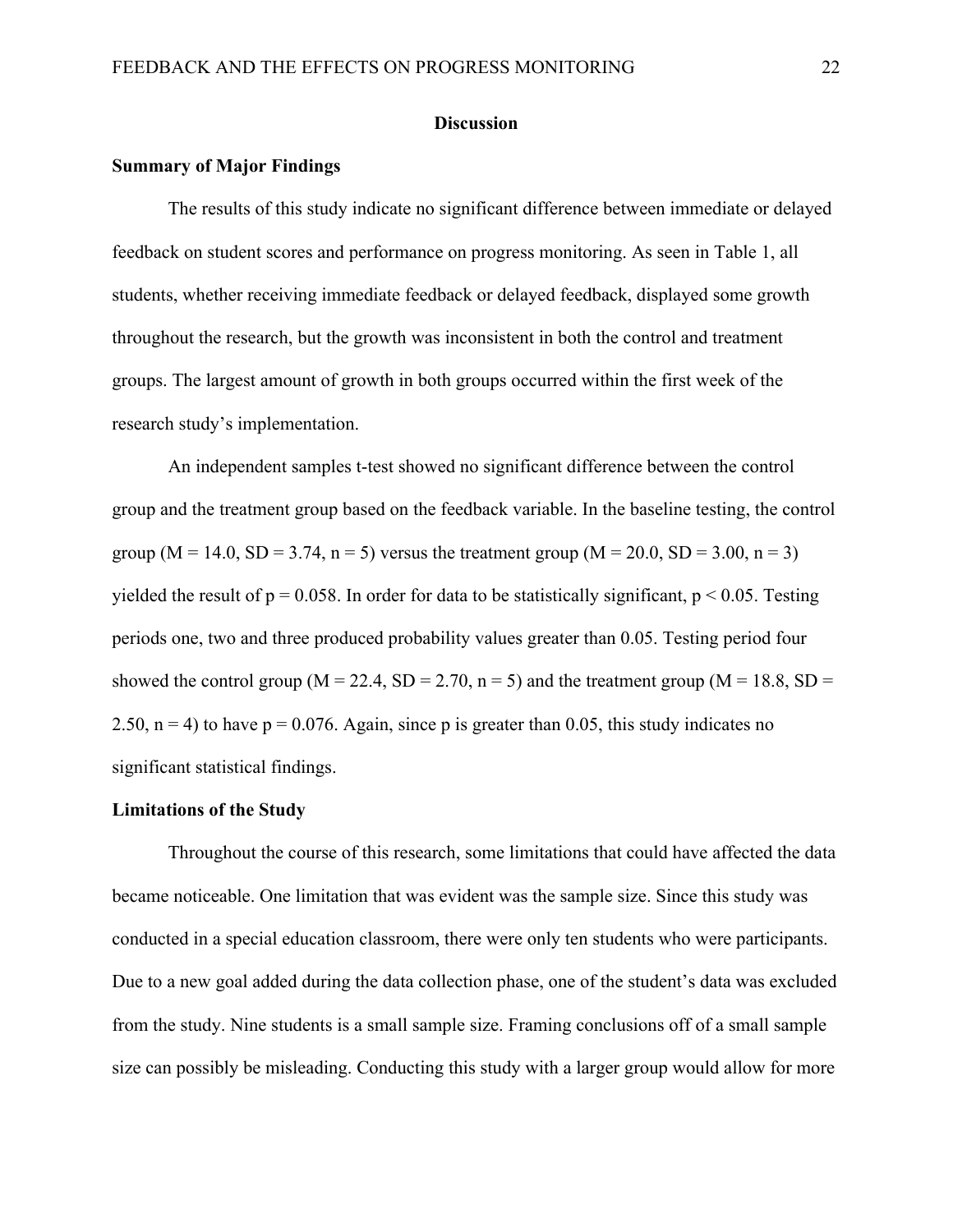## Discussion

### Summary of Major Findings

The results of this study indicate no significant difference between immediate or delayed feedback on student scores and performance on progress monitoring. As seen in Table 1, all students, whether receiving immediate feedback or delayed feedback, displayed some growth throughout the research, but the growth was inconsistent in both the control and treatment groups. The largest amount of growth in both groups occurred within the first week of the research study's implementation.

An independent samples t-test showed no significant difference between the control group and the treatment group based on the feedback variable. In the baseline testing, the control group ($M = 14.0$, $SD = 3.74$, $n = 5$) versus the treatment group ($M = 20.0$, $SD = 3.00$, $n = 3$) yielded the result of $p = 0.058$. In order for data to be statistically significant, $p < 0.05$. Testing periods one, two and three produced probability values greater than 0.05. Testing period four showed the control group ($M = 22.4$, $SD = 2.70$, $n = 5$) and the treatment group ($M = 18.8$, $SD = 2.50$, $n = 4$) to have $p = 0.076$. Again, since p is greater than 0.05, this study indicates no significant statistical findings.

### Limitations of the Study

Throughout the course of this research, some limitations that could have affected the data became noticeable. One limitation that was evident was the sample size. Since this study was conducted in a special education classroom, there were only ten students who were participants. Due to a new goal added during the data collection phase, one of the student's data was excluded from the study. Nine students is a small sample size. Framing conclusions off of a small sample size can possibly be misleading. Conducting this study with a larger group would allow for more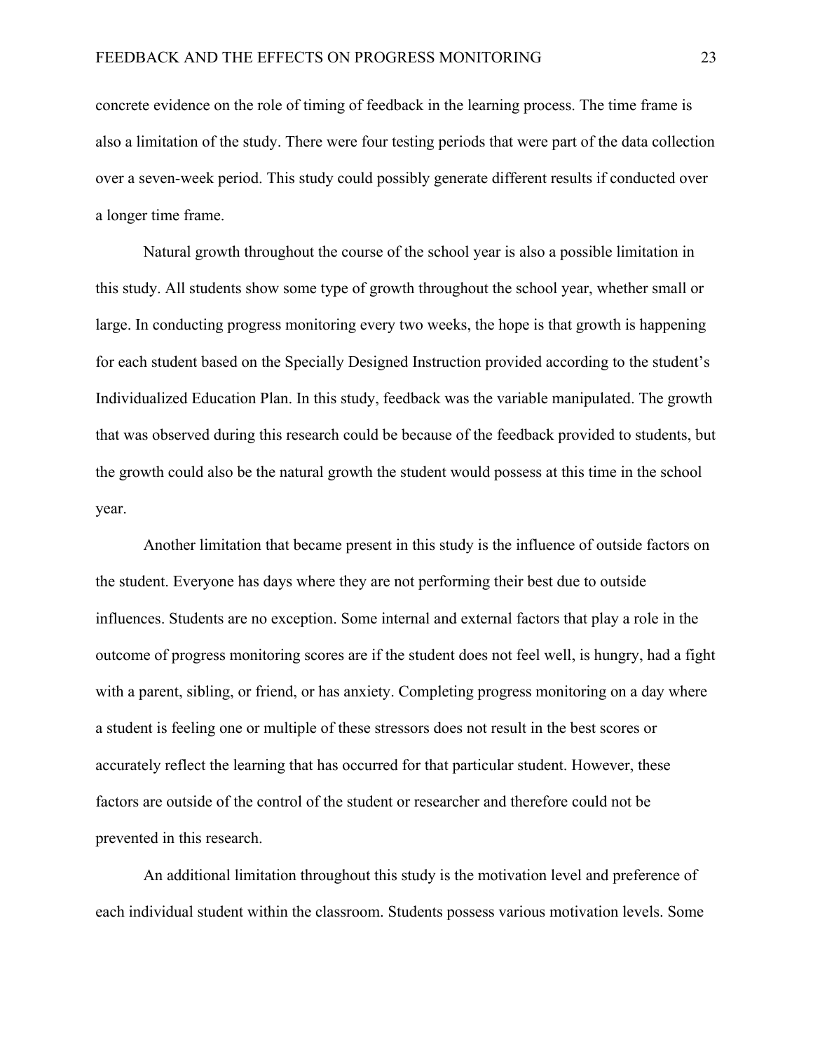concrete evidence on the role of timing of feedback in the learning process. The time frame is also a limitation of the study. There were four testing periods that were part of the data collection over a seven-week period. This study could possibly generate different results if conducted over a longer time frame.

Natural growth throughout the course of the school year is also a possible limitation in this study. All students show some type of growth throughout the school year, whether small or large. In conducting progress monitoring every two weeks, the hope is that growth is happening for each student based on the Specially Designed Instruction provided according to the student's Individualized Education Plan. In this study, feedback was the variable manipulated. The growth that was observed during this research could be because of the feedback provided to students, but the growth could also be the natural growth the student would possess at this time in the school year.

Another limitation that became present in this study is the influence of outside factors on the student. Everyone has days where they are not performing their best due to outside influences. Students are no exception. Some internal and external factors that play a role in the outcome of progress monitoring scores are if the student does not feel well, is hungry, had a fight with a parent, sibling, or friend, or has anxiety. Completing progress monitoring on a day where a student is feeling one or multiple of these stressors does not result in the best scores or accurately reflect the learning that has occurred for that particular student. However, these factors are outside of the control of the student or researcher and therefore could not be prevented in this research.

An additional limitation throughout this study is the motivation level and preference of each individual student within the classroom. Students possess various motivation levels. Some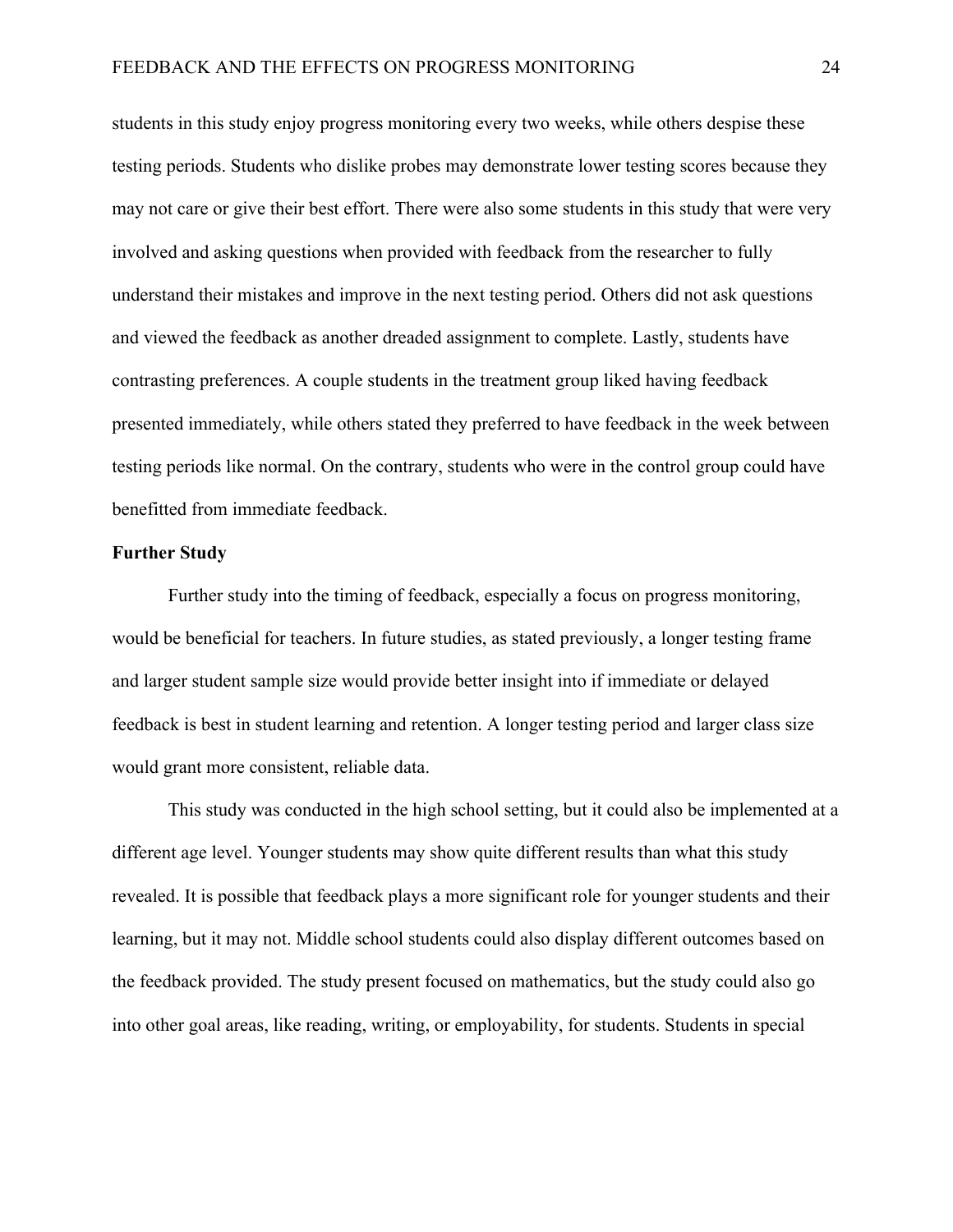students in this study enjoy progress monitoring every two weeks, while others despise these testing periods. Students who dislike probes may demonstrate lower testing scores because they may not care or give their best effort. There were also some students in this study that were very involved and asking questions when provided with feedback from the researcher to fully understand their mistakes and improve in the next testing period. Others did not ask questions and viewed the feedback as another dreaded assignment to complete. Lastly, students have contrasting preferences. A couple students in the treatment group liked having feedback presented immediately, while others stated they preferred to have feedback in the week between testing periods like normal. On the contrary, students who were in the control group could have benefitted from immediate feedback.

## Further Study

Further study into the timing of feedback, especially a focus on progress monitoring, would be beneficial for teachers. In future studies, as stated previously, a longer testing frame and larger student sample size would provide better insight into if immediate or delayed feedback is best in student learning and retention. A longer testing period and larger class size would grant more consistent, reliable data.

This study was conducted in the high school setting, but it could also be implemented at a different age level. Younger students may show quite different results than what this study revealed. It is possible that feedback plays a more significant role for younger students and their learning, but it may not. Middle school students could also display different outcomes based on the feedback provided. The study present focused on mathematics, but the study could also go into other goal areas, like reading, writing, or employability, for students. Students in special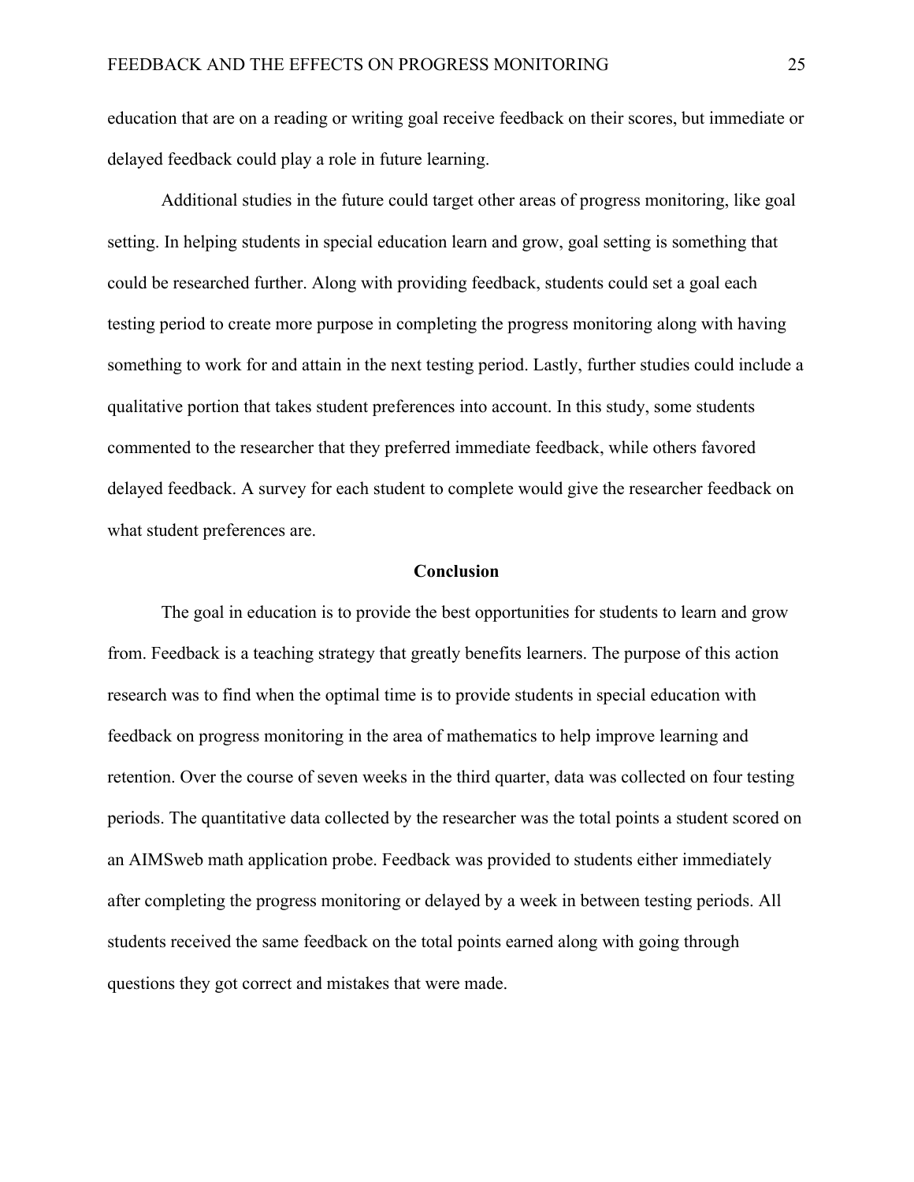education that are on a reading or writing goal receive feedback on their scores, but immediate or delayed feedback could play a role in future learning.

Additional studies in the future could target other areas of progress monitoring, like goal setting. In helping students in special education learn and grow, goal setting is something that could be researched further. Along with providing feedback, students could set a goal each testing period to create more purpose in completing the progress monitoring along with having something to work for and attain in the next testing period. Lastly, further studies could include a qualitative portion that takes student preferences into account. In this study, some students commented to the researcher that they preferred immediate feedback, while others favored delayed feedback. A survey for each student to complete would give the researcher feedback on what student preferences are.

## Conclusion

The goal in education is to provide the best opportunities for students to learn and grow from. Feedback is a teaching strategy that greatly benefits learners. The purpose of this action research was to find when the optimal time is to provide students in special education with feedback on progress monitoring in the area of mathematics to help improve learning and retention. Over the course of seven weeks in the third quarter, data was collected on four testing periods. The quantitative data collected by the researcher was the total points a student scored on an AIMSweb math application probe. Feedback was provided to students either immediately after completing the progress monitoring or delayed by a week in between testing periods. All students received the same feedback on the total points earned along with going through questions they got correct and mistakes that were made.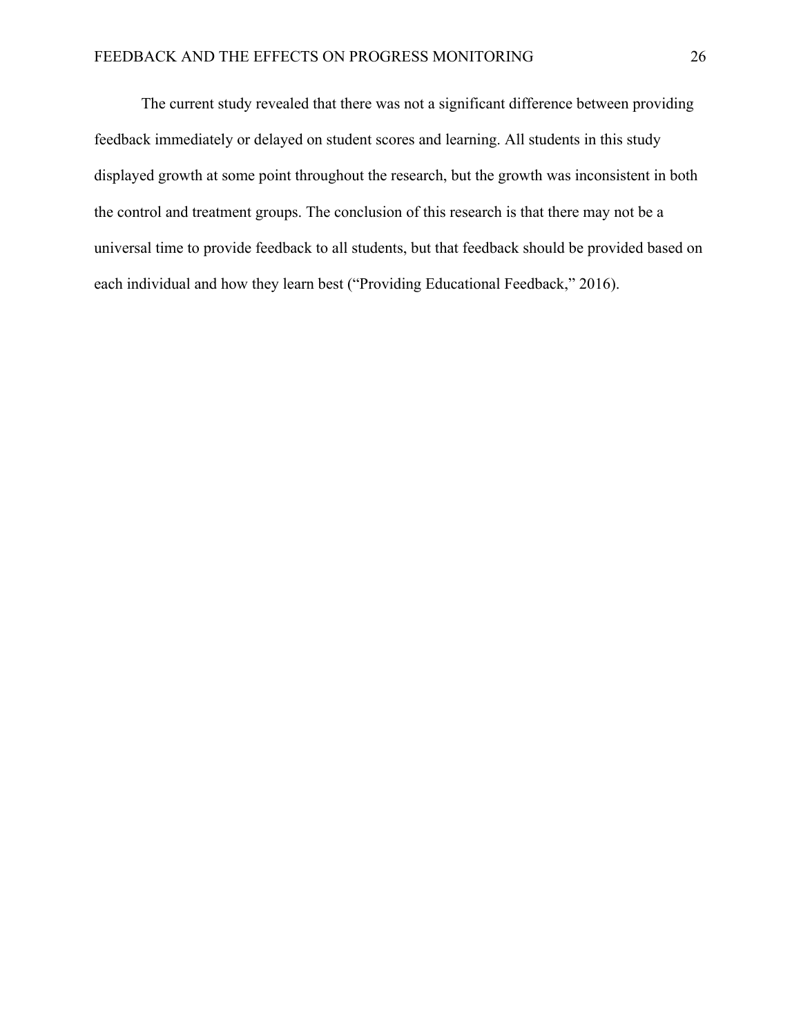The current study revealed that there was not a significant difference between providing feedback immediately or delayed on student scores and learning. All students in this study displayed growth at some point throughout the research, but the growth was inconsistent in both the control and treatment groups. The conclusion of this research is that there may not be a universal time to provide feedback to all students, but that feedback should be provided based on each individual and how they learn best ("Providing Educational Feedback," 2016).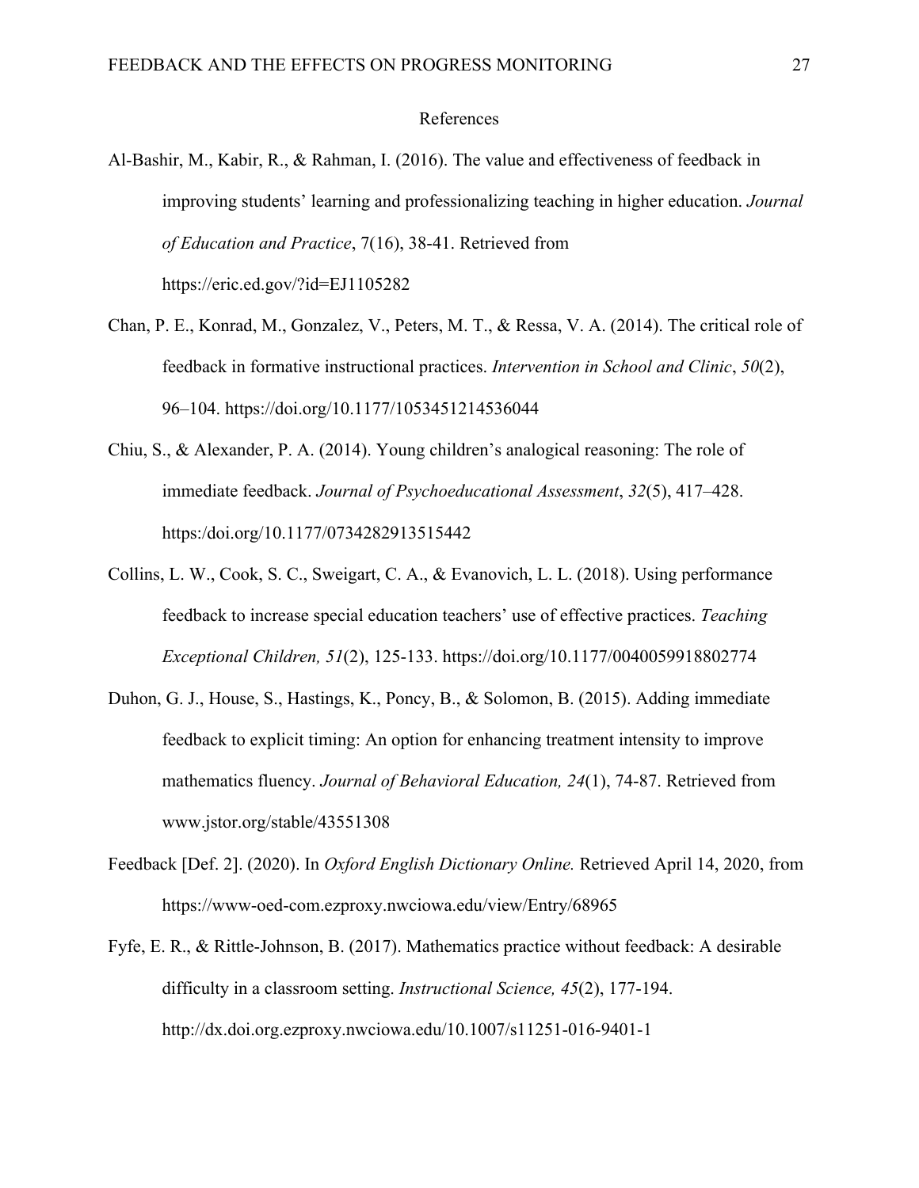# References

Al-Bashir, M., Kabir, R., & Rahman, I. (2016). The value and effectiveness of feedback in improving students' learning and professionalizing teaching in higher education. *Journal of Education and Practice*, 7(16), 38-41. Retrieved from https://eric.ed.gov/?id=EJ1105282

Chan, P. E., Konrad, M., Gonzalez, V., Peters, M. T., & Ressa, V. A. (2014). The critical role of feedback in formative instructional practices. *Intervention in School and Clinic*, *50*(2), 96–104. https://doi.org/10.1177/1053451214536044

Chiu, S., & Alexander, P. A. (2014). Young children's analogical reasoning: The role of immediate feedback. *Journal of Psychoeducational Assessment*, *32*(5), 417–428. https:/doi.org/10.1177/0734282913515442

Collins, L. W., Cook, S. C., Sweigart, C. A., & Evanovich, L. L. (2018). Using performance feedback to increase special education teachers' use of effective practices. *Teaching Exceptional Children, 51*(2), 125-133. https://doi.org/10.1177/0040059918802774

Duhon, G. J., House, S., Hastings, K., Poncy, B., & Solomon, B. (2015). Adding immediate feedback to explicit timing: An option for enhancing treatment intensity to improve mathematics fluency. *Journal of Behavioral Education, 24*(1), 74-87. Retrieved from www.jstor.org/stable/43551308

Feedback [Def. 2]. (2020). In *Oxford English Dictionary Online.* Retrieved April 14, 2020, from https://www-oed-com.ezproxy.nwciowa.edu/view/Entry/68965

Fyfe, E. R., & Rittle-Johnson, B. (2017). Mathematics practice without feedback: A desirable difficulty in a classroom setting. *Instructional Science, 45*(2), 177-194. http://dx.doi.org.ezproxy.nwciowa.edu/10.1007/s11251-016-9401-1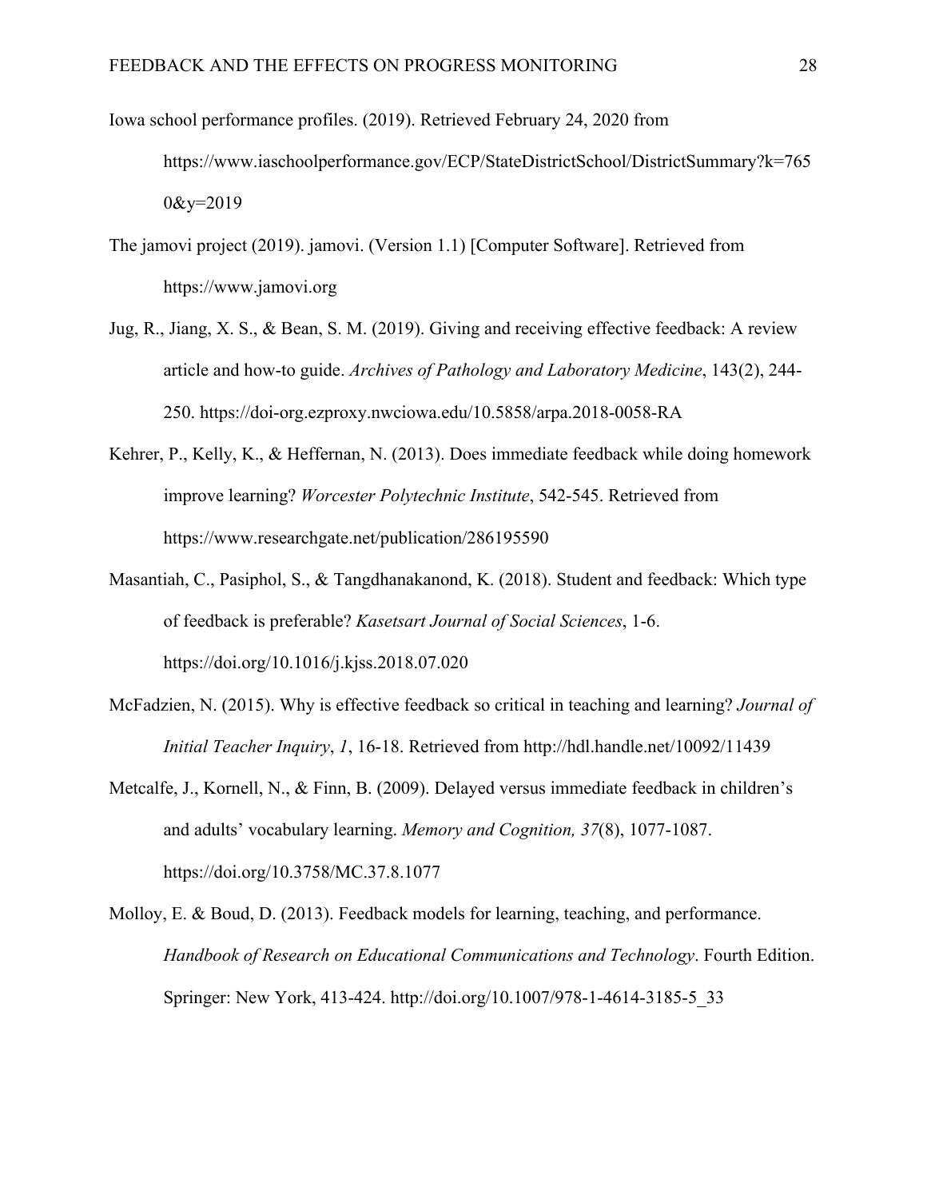Iowa school performance profiles. (2019). Retrieved February 24, 2020 from https://www.iaschoolperformance.gov/ECP/StateDistrictSchool/DistrictSummary?k=7650&y=2019

The jamovi project (2019). jamovi. (Version 1.1) [Computer Software]. Retrieved from https://www.jamovi.org

Jug, R., Jiang, X. S., & Bean, S. M. (2019). Giving and receiving effective feedback: A review article and how-to guide. *Archives of Pathology and Laboratory Medicine*, 143(2), 244-250. https://doi-org.ezproxy.nwciowa.edu/10.5858/arpa.2018-0058-RA

Kehrer, P., Kelly, K., & Heffernan, N. (2013). Does immediate feedback while doing homework improve learning? *Worcester Polytechnic Institute*, 542-545. Retrieved from https://www.researchgate.net/publication/286195590

Masantiah, C., Pasiphol, S., & Tangdhanakanond, K. (2018). Student and feedback: Which type of feedback is preferable? *Kasetsart Journal of Social Sciences*, 1-6. https://doi.org/10.1016/j.kjss.2018.07.020

McFadzien, N. (2015). Why is effective feedback so critical in teaching and learning? *Journal of Initial Teacher Inquiry*, *1*, 16-18. Retrieved from http://hdl.handle.net/10092/11439

Metcalfe, J., Kornell, N., & Finn, B. (2009). Delayed versus immediate feedback in children's and adults' vocabulary learning. *Memory and Cognition, 37*(8), 1077-1087. https://doi.org/10.3758/MC.37.8.1077

Molloy, E. & Boud, D. (2013). Feedback models for learning, teaching, and performance. *Handbook of Research on Educational Communications and Technology*. Fourth Edition. Springer: New York, 413-424. http://doi.org/10.1007/978-1-4614-3185-5_33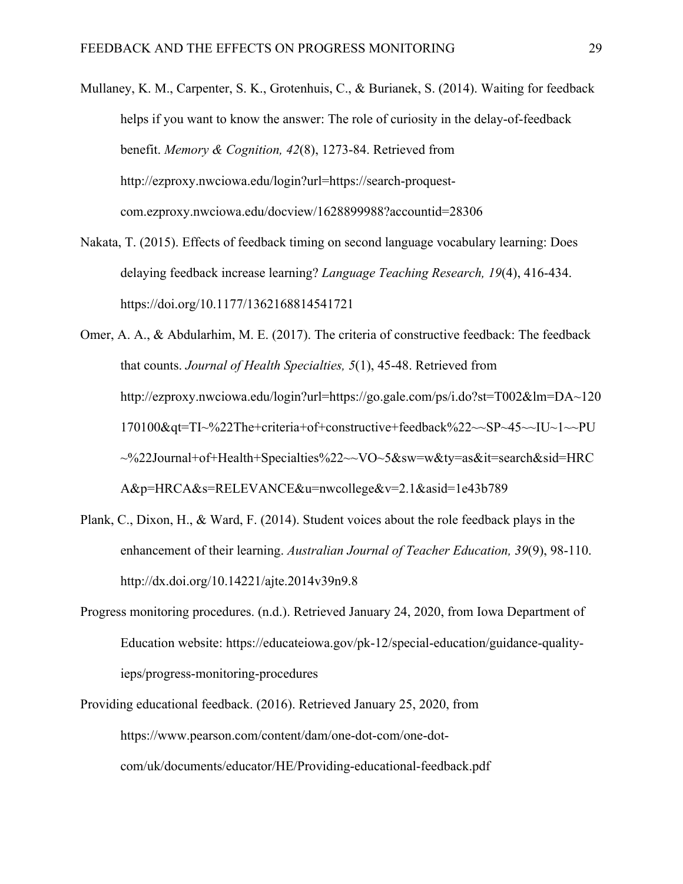Mullaney, K. M., Carpenter, S. K., Grotenhuis, C., & Burianek, S. (2014). Waiting for feedback helps if you want to know the answer: The role of curiosity in the delay-of-feedback benefit. *Memory & Cognition, 42*(8), 1273-84. Retrieved from http://ezproxy.nwciowa.edu/login?url=https://search-proquest-com.ezproxy.nwciowa.edu/docview/1628899988?accountid=28306

Nakata, T. (2015). Effects of feedback timing on second language vocabulary learning: Does delaying feedback increase learning? *Language Teaching Research, 19*(4), 416-434. https://doi.org/10.1177/1362168814541721

Omer, A. A., & Abdularhim, M. E. (2017). The criteria of constructive feedback: The feedback that counts. *Journal of Health Specialties, 5*(1), 45-48. Retrieved from http://ezproxy.nwciowa.edu/login?url=https://go.gale.com/ps/i.do?st=T002&lm=DA~120170100&qt=TI~%22The+criteria+of+constructive+feedback%22~~SP~45~~IU~1~~PU~%22Journal+of+Health+Specialties%22~~VO~5&sw=w&ty=as&it=search&sid=HRCA&p=HRCA&s=RELEVANCE&u=nwcollege&v=2.1&asid=1e43b789

Plank, C., Dixon, H., & Ward, F. (2014). Student voices about the role feedback plays in the enhancement of their learning. *Australian Journal of Teacher Education, 39*(9), 98-110. http://dx.doi.org/10.14221/ajte.2014v39n9.8

Progress monitoring procedures. (n.d.). Retrieved January 24, 2020, from Iowa Department of Education website: https://educateiowa.gov/pk-12/special-education/guidance-quality-ieps/progress-monitoring-procedures

Providing educational feedback. (2016). Retrieved January 25, 2020, from https://www.pearson.com/content/dam/one-dot-com/one-dot-com/uk/documents/educator/HE/Providing-educational-feedback.pdf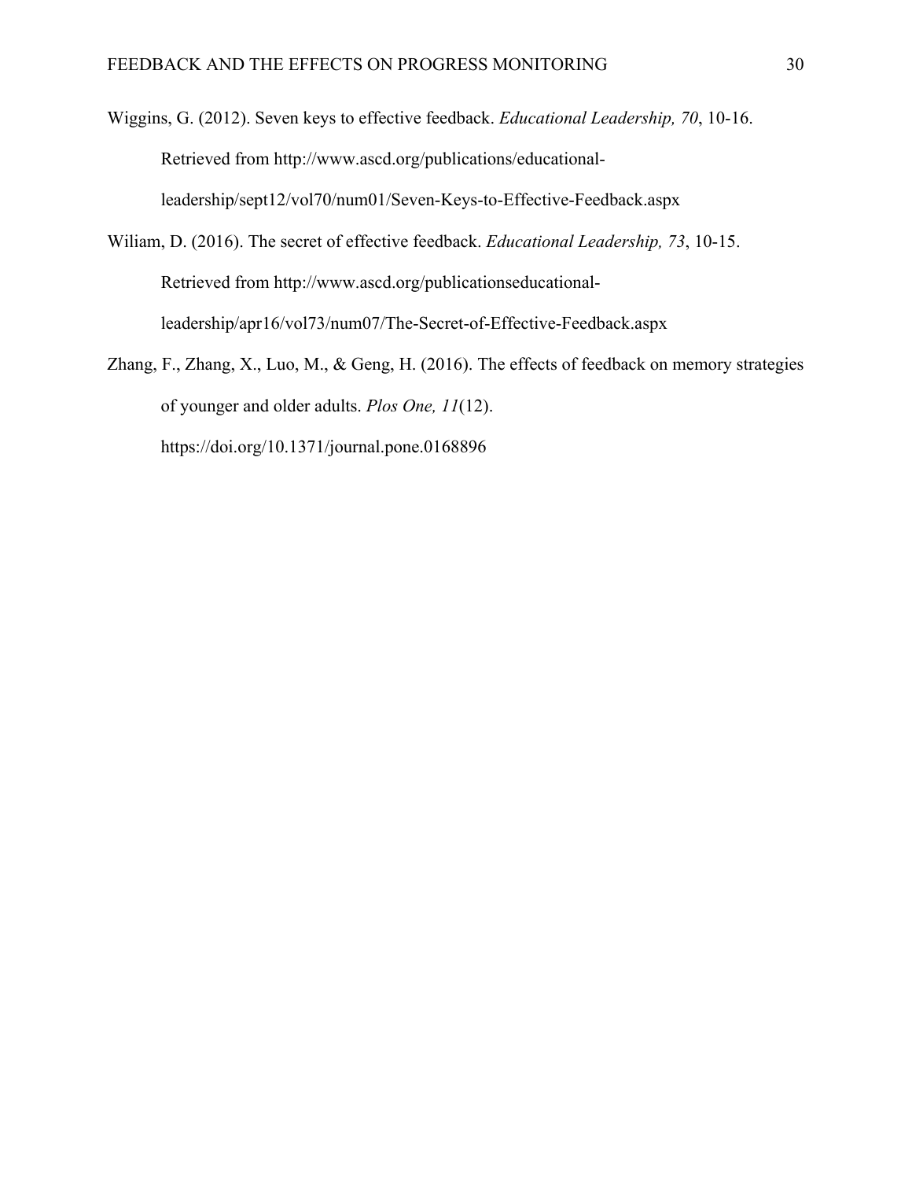Wiggins, G. (2012). Seven keys to effective feedback. *Educational Leadership, 70*, 10-16. Retrieved from http://www.ascd.org/publications/educational-leadership/sept12/vol70/num01/Seven-Keys-to-Effective-Feedback.aspx

Wiliam, D. (2016). The secret of effective feedback. *Educational Leadership, 73*, 10-15. Retrieved from http://www.ascd.org/publicationseducational-leadership/apr16/vol73/num07/The-Secret-of-Effective-Feedback.aspx

Zhang, F., Zhang, X., Luo, M., & Geng, H. (2016). The effects of feedback on memory strategies of younger and older adults. *Plos One, 11*(12). https://doi.org/10.1371/journal.pone.0168896